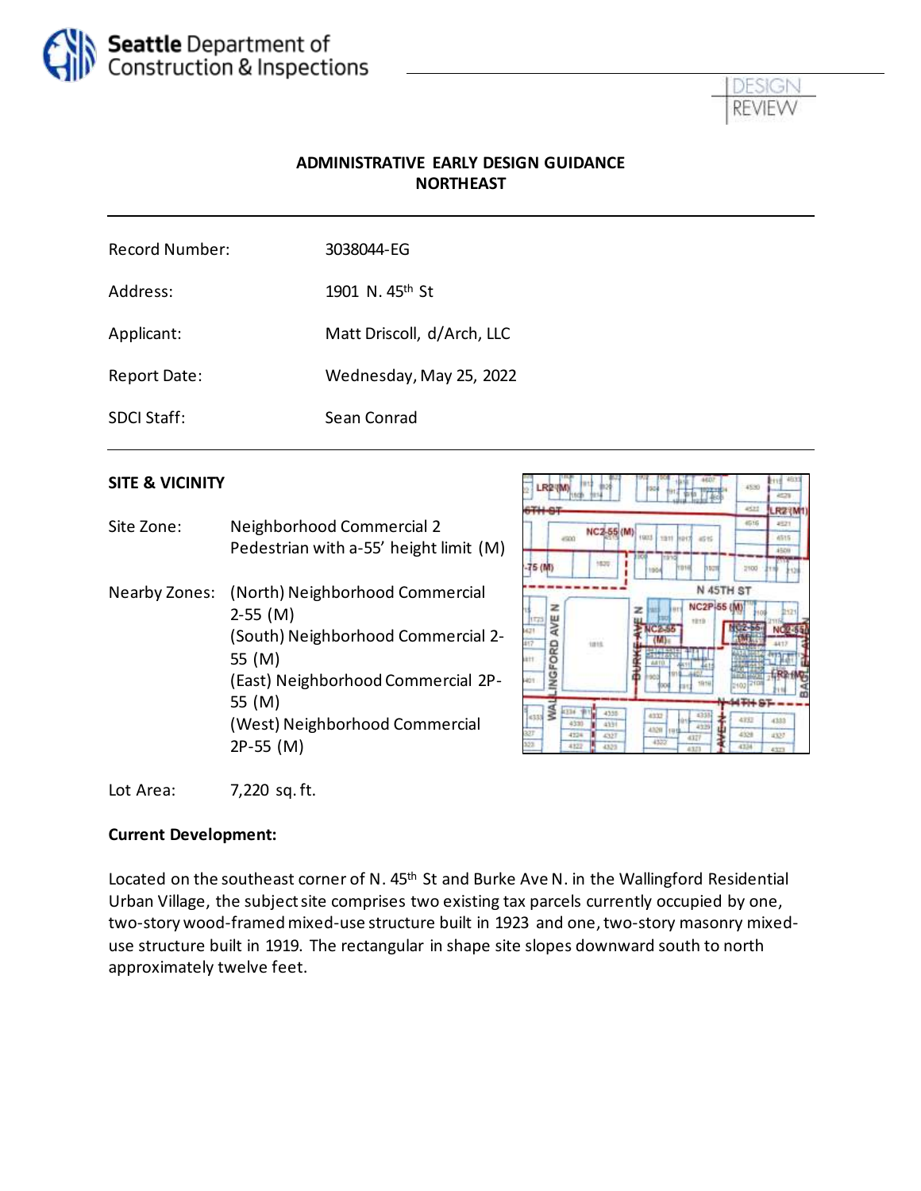Seattle Department of Construction & Inspections

DESIGN REVIEW

# ADMINISTRATIVE EARLY DESIGN GUIDANCE NORTHEAST

| | |
|---|---|
| Record Number: | 3038044-EG |
| Address: | 1901 N. 45th St |
| Applicant: | Matt Driscoll, d/Arch, LLC |
| Report Date: | Wednesday, May 25, 2022 |
| SDCI Staff: | Sean Conrad |

## SITE & VICINITY

**Site Zone:** Neighborhood Commercial 2 Pedestrian with a-55' height limit (M)

**Nearby Zones:** (North) Neighborhood Commercial 2-55 (M)
(South) Neighborhood Commercial 2-55 (M)
(East) Neighborhood Commercial 2P-55 (M)
(West) Neighborhood Commercial 2P-55 (M)

**Lot Area:** 7,220 sq. ft.

**Current Development:**

Located on the southeast corner of N. 45th St and Burke Ave N. in the Wallingford Residential Urban Village, the subject site comprises two existing tax parcels currently occupied by one, two-story wood-framed mixed-use structure built in 1923 and one, two-story masonry mixed-use structure built in 1919. The rectangular in shape site slopes downward south to north approximately twelve feet.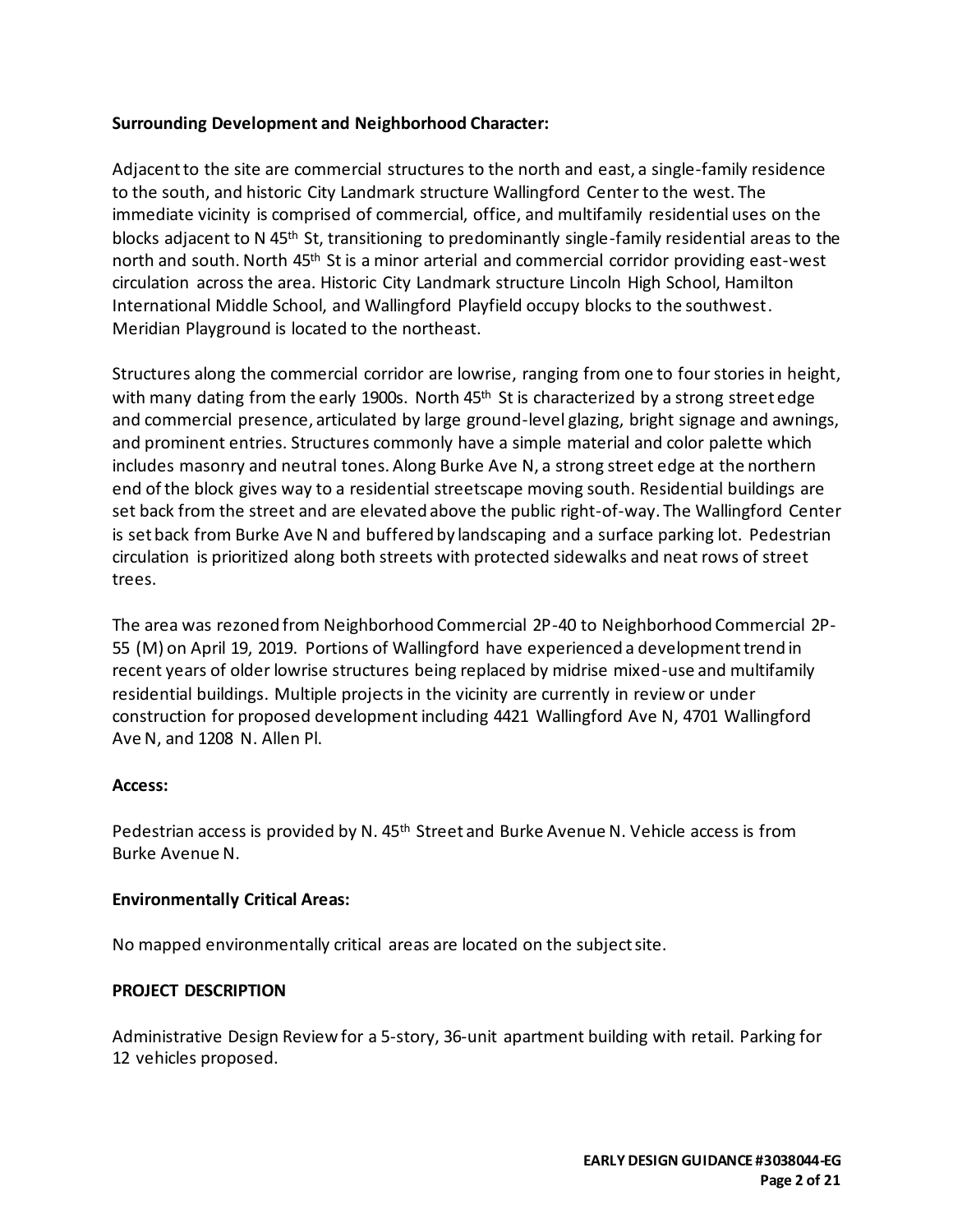**Surrounding Development and Neighborhood Character:**

Adjacent to the site are commercial structures to the north and east, a single-family residence to the south, and historic City Landmark structure Wallingford Center to the west. The immediate vicinity is comprised of commercial, office, and multifamily residential uses on the blocks adjacent to N 45th St, transitioning to predominantly single-family residential areas to the north and south. North 45th St is a minor arterial and commercial corridor providing east-west circulation across the area. Historic City Landmark structure Lincoln High School, Hamilton International Middle School, and Wallingford Playfield occupy blocks to the southwest. Meridian Playground is located to the northeast.

Structures along the commercial corridor are lowrise, ranging from one to four stories in height, with many dating from the early 1900s. North 45th St is characterized by a strong street edge and commercial presence, articulated by large ground-level glazing, bright signage and awnings, and prominent entries. Structures commonly have a simple material and color palette which includes masonry and neutral tones. Along Burke Ave N, a strong street edge at the northern end of the block gives way to a residential streetscape moving south. Residential buildings are set back from the street and are elevated above the public right-of-way. The Wallingford Center is set back from Burke Ave N and buffered by landscaping and a surface parking lot. Pedestrian circulation is prioritized along both streets with protected sidewalks and neat rows of street trees.

The area was rezoned from Neighborhood Commercial 2P-40 to Neighborhood Commercial 2P-55 (M) on April 19, 2019. Portions of Wallingford have experienced a development trend in recent years of older lowrise structures being replaced by midrise mixed-use and multifamily residential buildings. Multiple projects in the vicinity are currently in review or under construction for proposed development including 4421 Wallingford Ave N, 4701 Wallingford Ave N, and 1208 N. Allen Pl.

**Access:**

Pedestrian access is provided by N. 45th Street and Burke Avenue N. Vehicle access is from Burke Avenue N.

**Environmentally Critical Areas:**

No mapped environmentally critical areas are located on the subject site.

**PROJECT DESCRIPTION**

Administrative Design Review for a 5-story, 36-unit apartment building with retail. Parking for 12 vehicles proposed.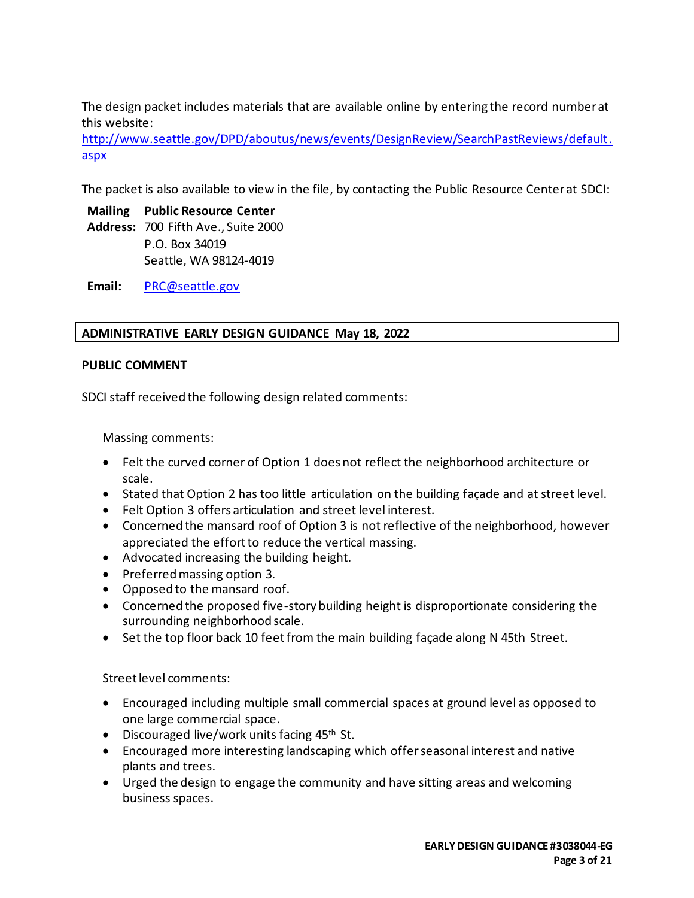The design packet includes materials that are available online by entering the record number at this website:
http://www.seattle.gov/DPD/aboutus/news/events/DesignReview/SearchPastReviews/default.aspx

The packet is also available to view in the file, by contacting the Public Resource Center at SDCI:

**Mailing Address:** **Public Resource Center**
700 Fifth Ave., Suite 2000
P.O. Box 34019
Seattle, WA 98124-4019

**Email:** PRC@seattle.gov

## ADMINISTRATIVE EARLY DESIGN GUIDANCE May 18, 2022

### PUBLIC COMMENT

SDCI staff received the following design related comments:

Massing comments:

- Felt the curved corner of Option 1 does not reflect the neighborhood architecture or scale.
- Stated that Option 2 has too little articulation on the building façade and at street level.
- Felt Option 3 offers articulation and street level interest.
- Concerned the mansard roof of Option 3 is not reflective of the neighborhood, however appreciated the effort to reduce the vertical massing.
- Advocated increasing the building height.
- Preferred massing option 3.
- Opposed to the mansard roof.
- Concerned the proposed five-story building height is disproportionate considering the surrounding neighborhood scale.
- Set the top floor back 10 feet from the main building façade along N 45th Street.

Street level comments:

- Encouraged including multiple small commercial spaces at ground level as opposed to one large commercial space.
- Discouraged live/work units facing 45th St.
- Encouraged more interesting landscaping which offer seasonal interest and native plants and trees.
- Urged the design to engage the community and have sitting areas and welcoming business spaces.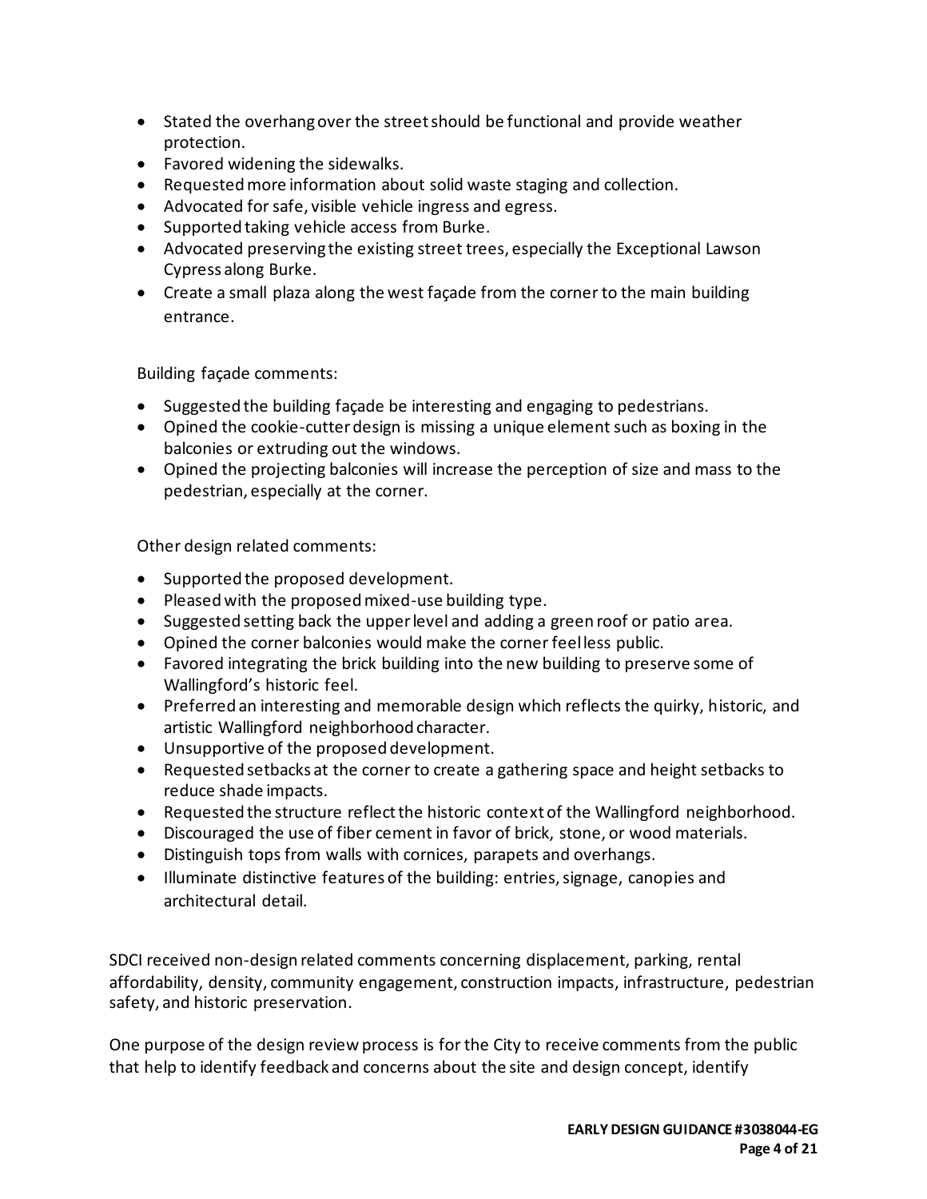- Stated the overhang over the street should be functional and provide weather protection.
- Favored widening the sidewalks.
- Requested more information about solid waste staging and collection.
- Advocated for safe, visible vehicle ingress and egress.
- Supported taking vehicle access from Burke.
- Advocated preserving the existing street trees, especially the Exceptional Lawson Cypress along Burke.
- Create a small plaza along the west façade from the corner to the main building entrance.

Building façade comments:

- Suggested the building façade be interesting and engaging to pedestrians.
- Opined the cookie-cutter design is missing a unique element such as boxing in the balconies or extruding out the windows.
- Opined the projecting balconies will increase the perception of size and mass to the pedestrian, especially at the corner.

Other design related comments:

- Supported the proposed development.
- Pleased with the proposed mixed-use building type.
- Suggested setting back the upper level and adding a green roof or patio area.
- Opined the corner balconies would make the corner feel less public.
- Favored integrating the brick building into the new building to preserve some of Wallingford's historic feel.
- Preferred an interesting and memorable design which reflects the quirky, historic, and artistic Wallingford neighborhood character.
- Unsupportive of the proposed development.
- Requested setbacks at the corner to create a gathering space and height setbacks to reduce shade impacts.
- Requested the structure reflect the historic context of the Wallingford neighborhood.
- Discouraged the use of fiber cement in favor of brick, stone, or wood materials.
- Distinguish tops from walls with cornices, parapets and overhangs.
- Illuminate distinctive features of the building: entries, signage, canopies and architectural detail.

SDCI received non-design related comments concerning displacement, parking, rental affordability, density, community engagement, construction impacts, infrastructure, pedestrian safety, and historic preservation.

One purpose of the design review process is for the City to receive comments from the public that help to identify feedback and concerns about the site and design concept, identify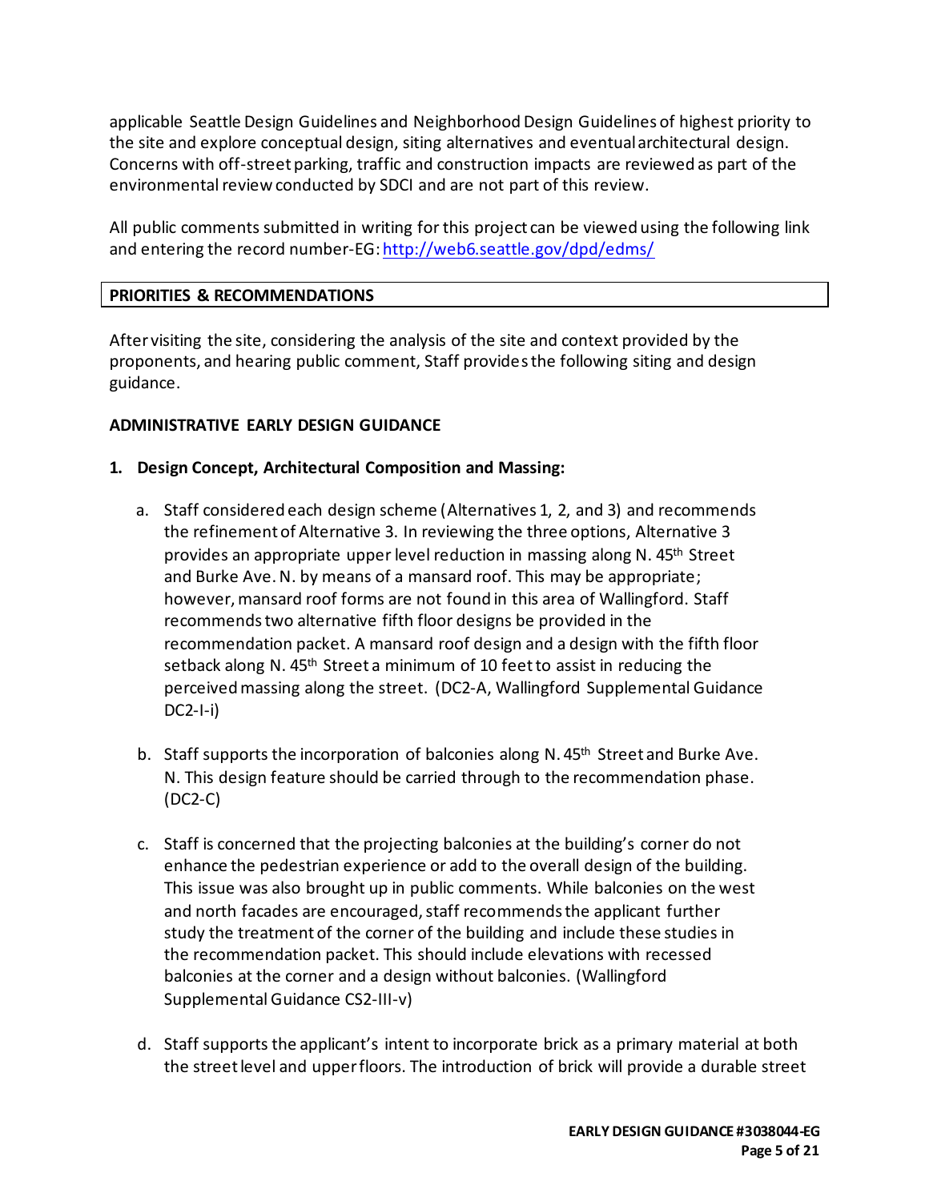applicable Seattle Design Guidelines and Neighborhood Design Guidelines of highest priority to the site and explore conceptual design, siting alternatives and eventual architectural design. Concerns with off-street parking, traffic and construction impacts are reviewed as part of the environmental review conducted by SDCI and are not part of this review.

All public comments submitted in writing for this project can be viewed using the following link and entering the record number-EG: http://web6.seattle.gov/dpd/edms/

## PRIORITIES & RECOMMENDATIONS

After visiting the site, considering the analysis of the site and context provided by the proponents, and hearing public comment, Staff provides the following siting and design guidance.

### ADMINISTRATIVE EARLY DESIGN GUIDANCE

1. **Design Concept, Architectural Composition and Massing:**

   a. Staff considered each design scheme (Alternatives 1, 2, and 3) and recommends the refinement of Alternative 3. In reviewing the three options, Alternative 3 provides an appropriate upper level reduction in massing along N. 45th Street and Burke Ave. N. by means of a mansard roof. This may be appropriate; however, mansard roof forms are not found in this area of Wallingford. Staff recommends two alternative fifth floor designs be provided in the recommendation packet. A mansard roof design and a design with the fifth floor setback along N. 45th Street a minimum of 10 feet to assist in reducing the perceived massing along the street. (DC2-A, Wallingford Supplemental Guidance DC2-I-i)

   b. Staff supports the incorporation of balconies along N. 45th Street and Burke Ave. N. This design feature should be carried through to the recommendation phase. (DC2-C)

   c. Staff is concerned that the projecting balconies at the building's corner do not enhance the pedestrian experience or add to the overall design of the building. This issue was also brought up in public comments. While balconies on the west and north facades are encouraged, staff recommends the applicant further study the treatment of the corner of the building and include these studies in the recommendation packet. This should include elevations with recessed balconies at the corner and a design without balconies. (Wallingford Supplemental Guidance CS2-III-v)

   d. Staff supports the applicant's intent to incorporate brick as a primary material at both the street level and upper floors. The introduction of brick will provide a durable street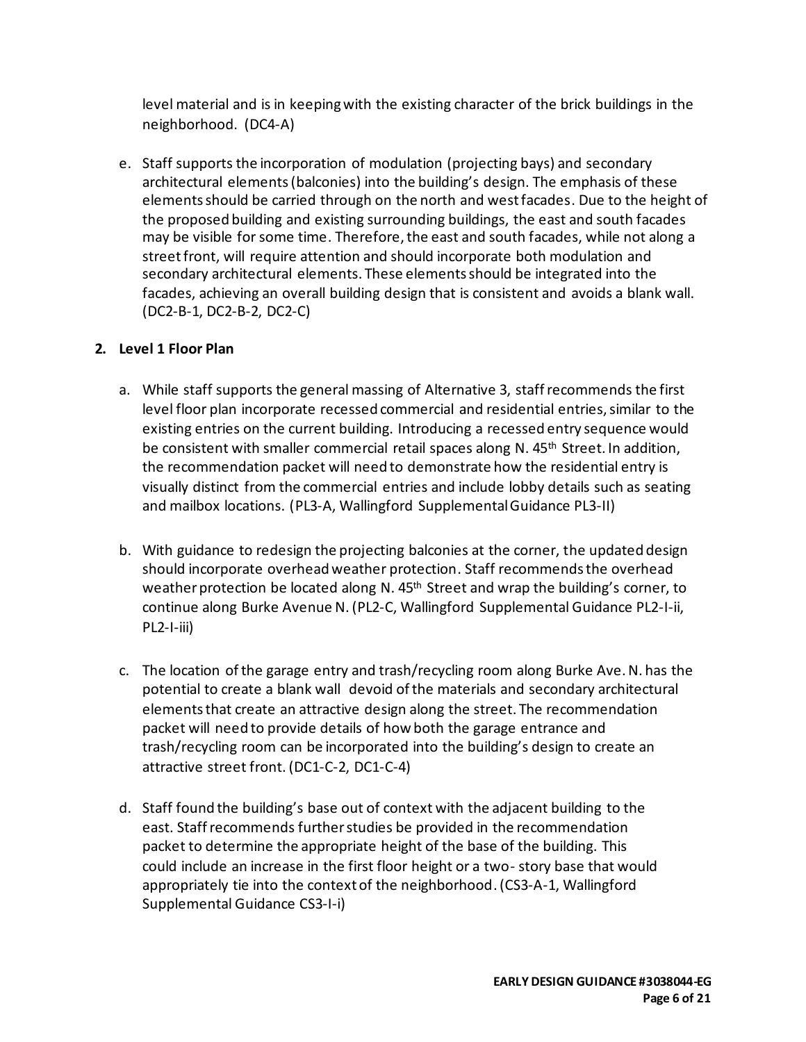level material and is in keeping with the existing character of the brick buildings in the neighborhood. (DC4-A)

e. Staff supports the incorporation of modulation (projecting bays) and secondary architectural elements (balconies) into the building's design. The emphasis of these elements should be carried through on the north and west facades. Due to the height of the proposed building and existing surrounding buildings, the east and south facades may be visible for some time. Therefore, the east and south facades, while not along a street front, will require attention and should incorporate both modulation and secondary architectural elements. These elements should be integrated into the facades, achieving an overall building design that is consistent and avoids a blank wall. (DC2-B-1, DC2-B-2, DC2-C)

**2. Level 1 Floor Plan**

a. While staff supports the general massing of Alternative 3, staff recommends the first level floor plan incorporate recessed commercial and residential entries, similar to the existing entries on the current building. Introducing a recessed entry sequence would be consistent with smaller commercial retail spaces along N. 45th Street. In addition, the recommendation packet will need to demonstrate how the residential entry is visually distinct from the commercial entries and include lobby details such as seating and mailbox locations. (PL3-A, Wallingford Supplemental Guidance PL3-II)

b. With guidance to redesign the projecting balconies at the corner, the updated design should incorporate overhead weather protection. Staff recommends the overhead weather protection be located along N. 45th Street and wrap the building's corner, to continue along Burke Avenue N. (PL2-C, Wallingford Supplemental Guidance PL2-I-ii, PL2-I-iii)

c. The location of the garage entry and trash/recycling room along Burke Ave. N. has the potential to create a blank wall devoid of the materials and secondary architectural elements that create an attractive design along the street. The recommendation packet will need to provide details of how both the garage entrance and trash/recycling room can be incorporated into the building's design to create an attractive street front. (DC1-C-2, DC1-C-4)

d. Staff found the building's base out of context with the adjacent building to the east. Staff recommends further studies be provided in the recommendation packet to determine the appropriate height of the base of the building. This could include an increase in the first floor height or a two- story base that would appropriately tie into the context of the neighborhood. (CS3-A-1, Wallingford Supplemental Guidance CS3-I-i)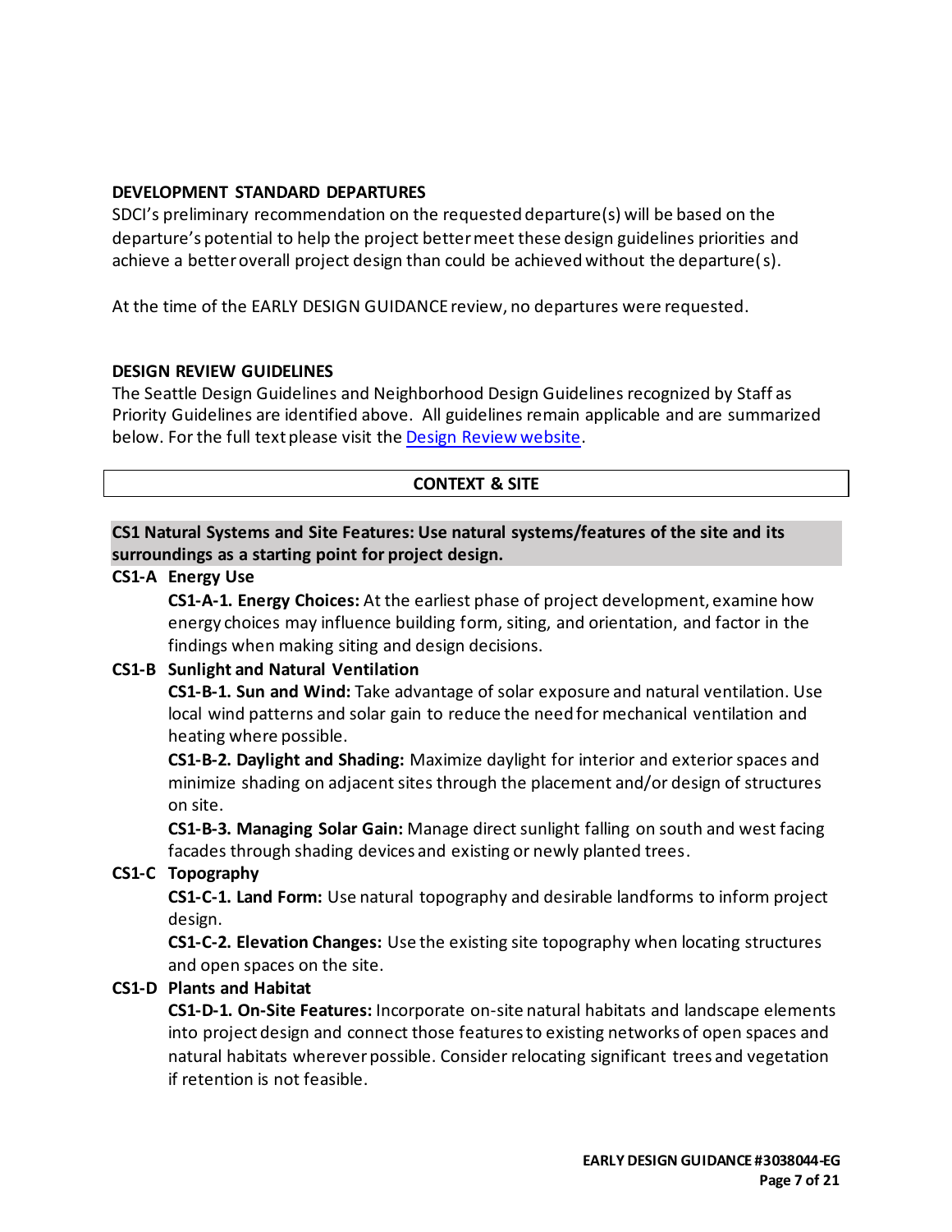## DEVELOPMENT STANDARD DEPARTURES

SDCI's preliminary recommendation on the requested departure(s) will be based on the departure's potential to help the project better meet these design guidelines priorities and achieve a better overall project design than could be achieved without the departure(s).

At the time of the EARLY DESIGN GUIDANCE review, no departures were requested.

## DESIGN REVIEW GUIDELINES

The Seattle Design Guidelines and Neighborhood Design Guidelines recognized by Staff as Priority Guidelines are identified above. All guidelines remain applicable and are summarized below. For the full text please visit the Design Review website.

## CONTEXT & SITE

### CS1 Natural Systems and Site Features: Use natural systems/features of the site and its surroundings as a starting point for project design.

**CS1-A Energy Use**

**CS1-A-1. Energy Choices:** At the earliest phase of project development, examine how energy choices may influence building form, siting, and orientation, and factor in the findings when making siting and design decisions.

**CS1-B Sunlight and Natural Ventilation**

**CS1-B-1. Sun and Wind:** Take advantage of solar exposure and natural ventilation. Use local wind patterns and solar gain to reduce the need for mechanical ventilation and heating where possible.

**CS1-B-2. Daylight and Shading:** Maximize daylight for interior and exterior spaces and minimize shading on adjacent sites through the placement and/or design of structures on site.

**CS1-B-3. Managing Solar Gain:** Manage direct sunlight falling on south and west facing facades through shading devices and existing or newly planted trees.

**CS1-C Topography**

**CS1-C-1. Land Form:** Use natural topography and desirable landforms to inform project design.

**CS1-C-2. Elevation Changes:** Use the existing site topography when locating structures and open spaces on the site.

**CS1-D Plants and Habitat**

**CS1-D-1. On-Site Features:** Incorporate on-site natural habitats and landscape elements into project design and connect those features to existing networks of open spaces and natural habitats wherever possible. Consider relocating significant trees and vegetation if retention is not feasible.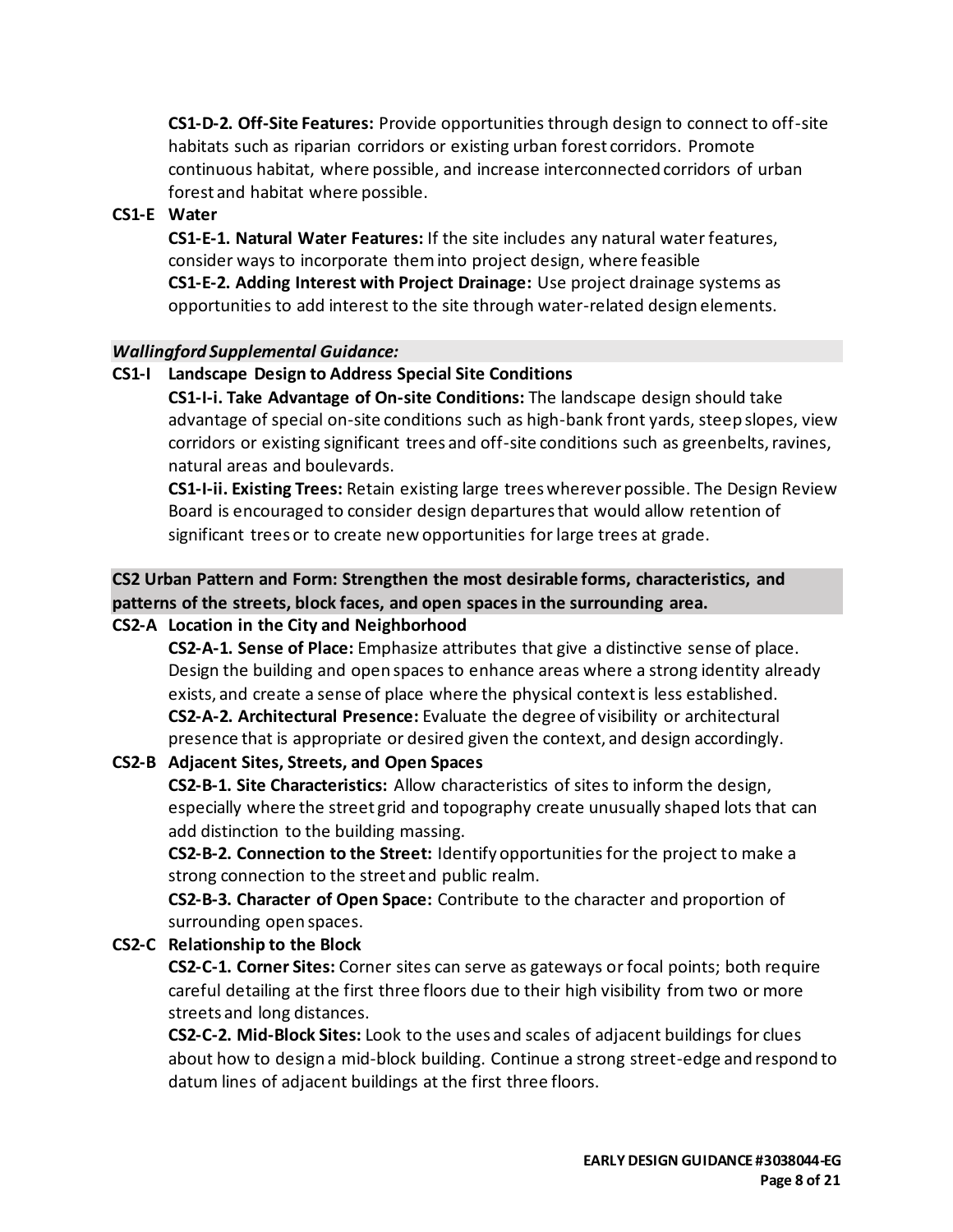**CS1-D-2. Off-Site Features:** Provide opportunities through design to connect to off-site habitats such as riparian corridors or existing urban forest corridors. Promote continuous habitat, where possible, and increase interconnected corridors of urban forest and habitat where possible.

**CS1-E Water**

**CS1-E-1. Natural Water Features:** If the site includes any natural water features, consider ways to incorporate them into project design, where feasible

**CS1-E-2. Adding Interest with Project Drainage:** Use project drainage systems as opportunities to add interest to the site through water-related design elements.

***Wallingford Supplemental Guidance:***

**CS1-I Landscape Design to Address Special Site Conditions**

**CS1-I-i. Take Advantage of On-site Conditions:** The landscape design should take advantage of special on-site conditions such as high-bank front yards, steep slopes, view corridors or existing significant trees and off-site conditions such as greenbelts, ravines, natural areas and boulevards.

**CS1-I-ii. Existing Trees:** Retain existing large trees wherever possible. The Design Review Board is encouraged to consider design departures that would allow retention of significant trees or to create new opportunities for large trees at grade.

**CS2 Urban Pattern and Form: Strengthen the most desirable forms, characteristics, and patterns of the streets, block faces, and open spaces in the surrounding area.**

**CS2-A Location in the City and Neighborhood**

**CS2-A-1. Sense of Place:** Emphasize attributes that give a distinctive sense of place. Design the building and open spaces to enhance areas where a strong identity already exists, and create a sense of place where the physical context is less established.

**CS2-A-2. Architectural Presence:** Evaluate the degree of visibility or architectural presence that is appropriate or desired given the context, and design accordingly.

**CS2-B Adjacent Sites, Streets, and Open Spaces**

**CS2-B-1. Site Characteristics:** Allow characteristics of sites to inform the design, especially where the street grid and topography create unusually shaped lots that can add distinction to the building massing.

**CS2-B-2. Connection to the Street:** Identify opportunities for the project to make a strong connection to the street and public realm.

**CS2-B-3. Character of Open Space:** Contribute to the character and proportion of surrounding open spaces.

**CS2-C Relationship to the Block**

**CS2-C-1. Corner Sites:** Corner sites can serve as gateways or focal points; both require careful detailing at the first three floors due to their high visibility from two or more streets and long distances.

**CS2-C-2. Mid-Block Sites:** Look to the uses and scales of adjacent buildings for clues about how to design a mid-block building. Continue a strong street-edge and respond to datum lines of adjacent buildings at the first three floors.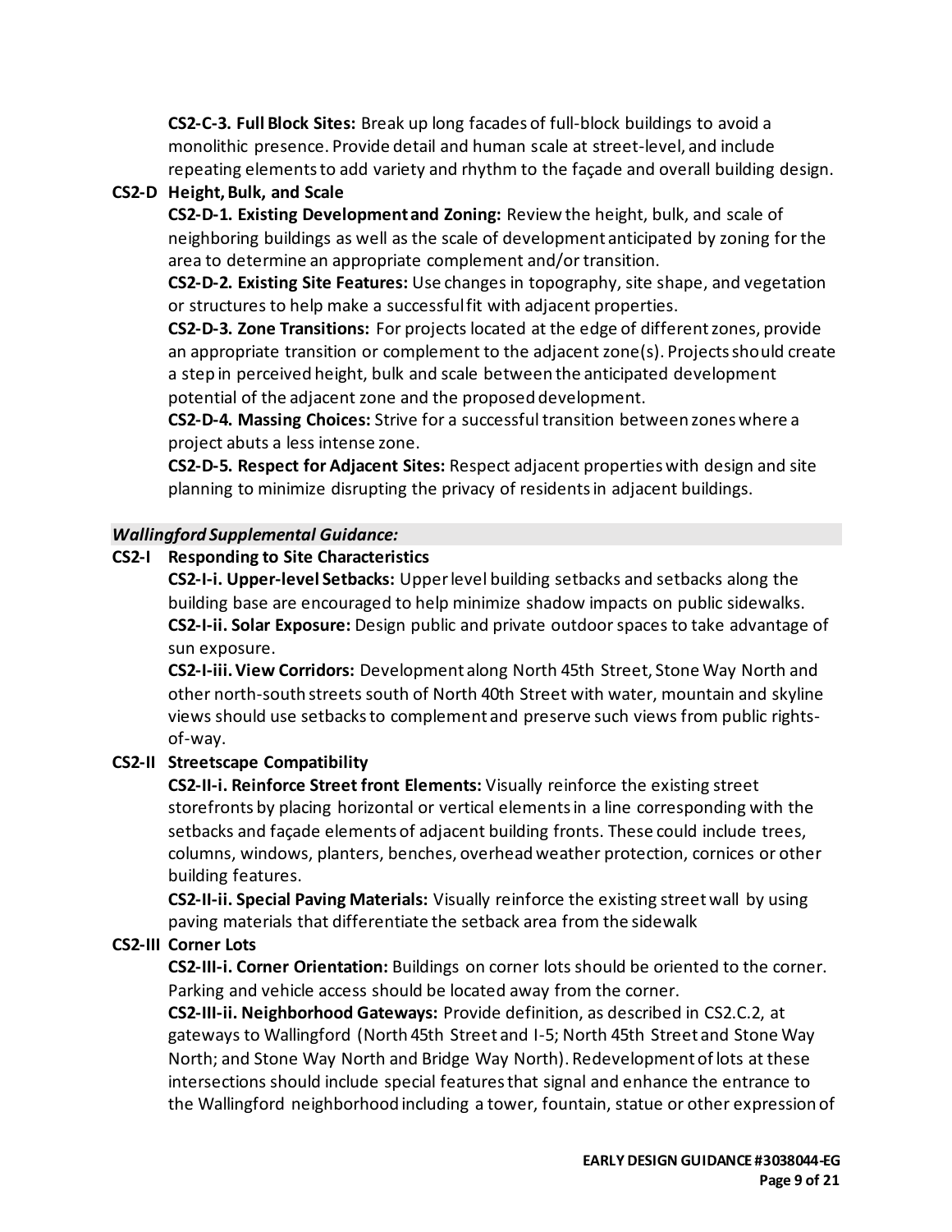**CS2-C-3. Full Block Sites:** Break up long facades of full-block buildings to avoid a monolithic presence. Provide detail and human scale at street-level, and include repeating elements to add variety and rhythm to the façade and overall building design.

**CS2-D Height, Bulk, and Scale**

**CS2-D-1. Existing Development and Zoning:** Review the height, bulk, and scale of neighboring buildings as well as the scale of development anticipated by zoning for the area to determine an appropriate complement and/or transition.

**CS2-D-2. Existing Site Features:** Use changes in topography, site shape, and vegetation or structures to help make a successful fit with adjacent properties.

**CS2-D-3. Zone Transitions:** For projects located at the edge of different zones, provide an appropriate transition or complement to the adjacent zone(s). Projects should create a step in perceived height, bulk and scale between the anticipated development potential of the adjacent zone and the proposed development.

**CS2-D-4. Massing Choices:** Strive for a successful transition between zones where a project abuts a less intense zone.

**CS2-D-5. Respect for Adjacent Sites:** Respect adjacent properties with design and site planning to minimize disrupting the privacy of residents in adjacent buildings.

***Wallingford Supplemental Guidance:***

**CS2-I Responding to Site Characteristics**

**CS2-I-i. Upper-level Setbacks:** Upper level building setbacks and setbacks along the building base are encouraged to help minimize shadow impacts on public sidewalks.

**CS2-I-ii. Solar Exposure:** Design public and private outdoor spaces to take advantage of sun exposure.

**CS2-I-iii. View Corridors:** Development along North 45th Street, Stone Way North and other north-south streets south of North 40th Street with water, mountain and skyline views should use setbacks to complement and preserve such views from public rights-of-way.

**CS2-II Streetscape Compatibility**

**CS2-II-i. Reinforce Street front Elements:** Visually reinforce the existing street storefronts by placing horizontal or vertical elements in a line corresponding with the setbacks and façade elements of adjacent building fronts. These could include trees, columns, windows, planters, benches, overhead weather protection, cornices or other building features.

**CS2-II-ii. Special Paving Materials:** Visually reinforce the existing street wall by using paving materials that differentiate the setback area from the sidewalk

**CS2-III Corner Lots**

**CS2-III-i. Corner Orientation:** Buildings on corner lots should be oriented to the corner. Parking and vehicle access should be located away from the corner.

**CS2-III-ii. Neighborhood Gateways:** Provide definition, as described in CS2.C.2, at gateways to Wallingford (North 45th Street and I-5; North 45th Street and Stone Way North; and Stone Way North and Bridge Way North). Redevelopment of lots at these intersections should include special features that signal and enhance the entrance to the Wallingford neighborhood including a tower, fountain, statue or other expression of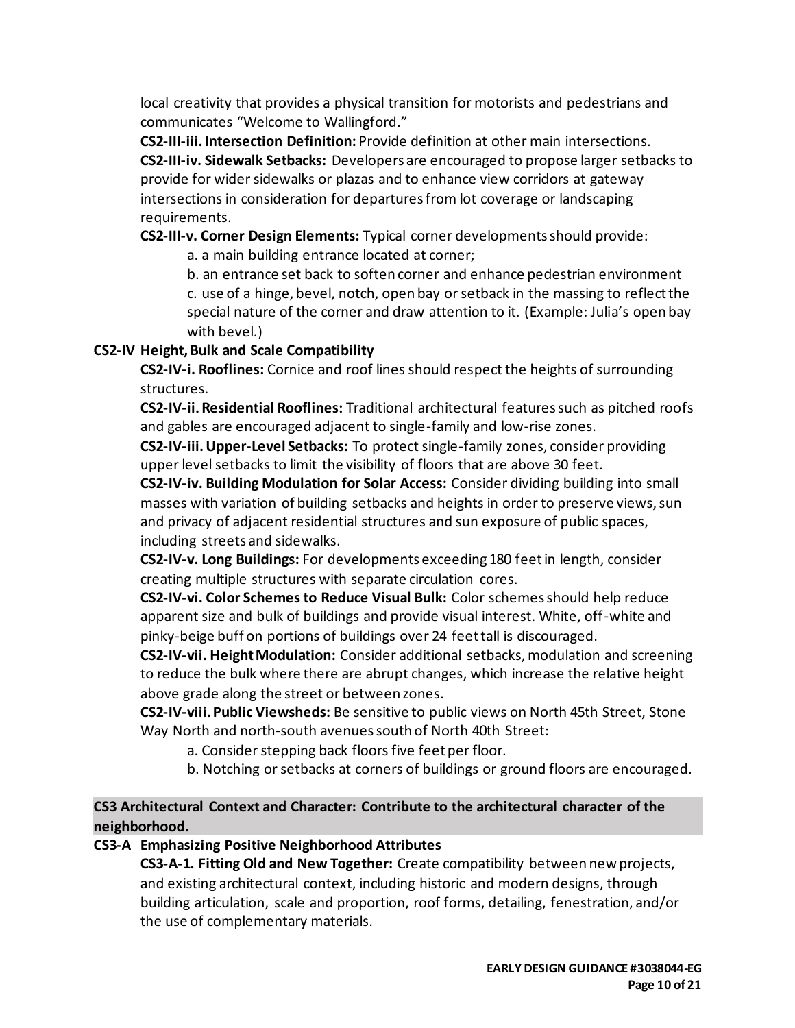local creativity that provides a physical transition for motorists and pedestrians and communicates "Welcome to Wallingford."

**CS2-III-iii. Intersection Definition:** Provide definition at other main intersections.

**CS2-III-iv. Sidewalk Setbacks:** Developers are encouraged to propose larger setbacks to provide for wider sidewalks or plazas and to enhance view corridors at gateway intersections in consideration for departures from lot coverage or landscaping requirements.

**CS2-III-v. Corner Design Elements:** Typical corner developments should provide:

a. a main building entrance located at corner;

b. an entrance set back to soften corner and enhance pedestrian environment

c. use of a hinge, bevel, notch, open bay or setback in the massing to reflect the special nature of the corner and draw attention to it. (Example: Julia's open bay with bevel.)

**CS2-IV Height, Bulk and Scale Compatibility**

**CS2-IV-i. Rooflines:** Cornice and roof lines should respect the heights of surrounding structures.

**CS2-IV-ii. Residential Rooflines:** Traditional architectural features such as pitched roofs and gables are encouraged adjacent to single-family and low-rise zones.

**CS2-IV-iii. Upper-Level Setbacks:** To protect single-family zones, consider providing upper level setbacks to limit the visibility of floors that are above 30 feet.

**CS2-IV-iv. Building Modulation for Solar Access:** Consider dividing building into small masses with variation of building setbacks and heights in order to preserve views, sun and privacy of adjacent residential structures and sun exposure of public spaces, including streets and sidewalks.

**CS2-IV-v. Long Buildings:** For developments exceeding 180 feet in length, consider creating multiple structures with separate circulation cores.

**CS2-IV-vi. Color Schemes to Reduce Visual Bulk:** Color schemes should help reduce apparent size and bulk of buildings and provide visual interest. White, off-white and pinky-beige buff on portions of buildings over 24 feet tall is discouraged.

**CS2-IV-vii. Height Modulation:** Consider additional setbacks, modulation and screening to reduce the bulk where there are abrupt changes, which increase the relative height above grade along the street or between zones.

**CS2-IV-viii. Public Viewsheds:** Be sensitive to public views on North 45th Street, Stone Way North and north-south avenues south of North 40th Street:

a. Consider stepping back floors five feet per floor.

b. Notching or setbacks at corners of buildings or ground floors are encouraged.

## CS3 Architectural Context and Character: Contribute to the architectural character of the neighborhood.

**CS3-A Emphasizing Positive Neighborhood Attributes**

**CS3-A-1. Fitting Old and New Together:** Create compatibility between new projects, and existing architectural context, including historic and modern designs, through building articulation, scale and proportion, roof forms, detailing, fenestration, and/or the use of complementary materials.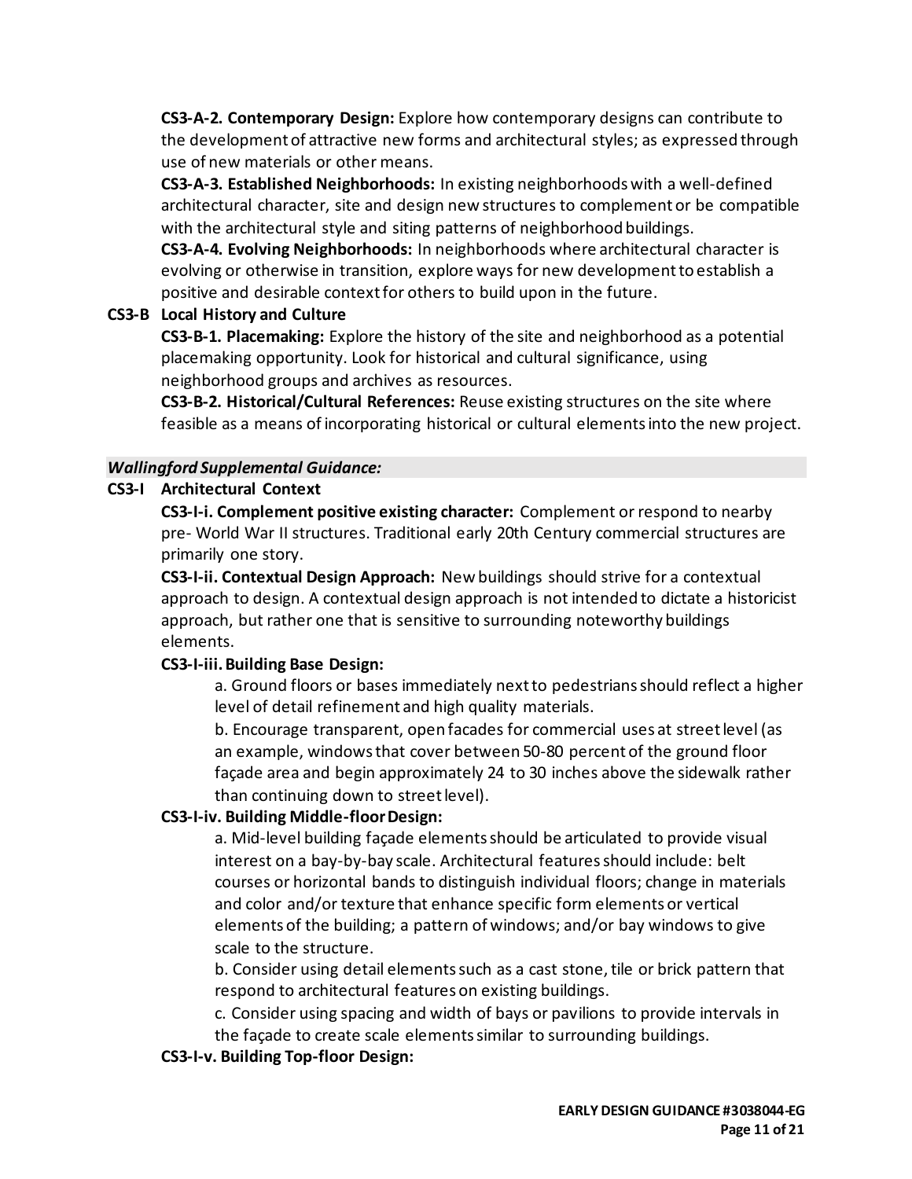**CS3-A-2. Contemporary Design:** Explore how contemporary designs can contribute to the development of attractive new forms and architectural styles; as expressed through use of new materials or other means.

**CS3-A-3. Established Neighborhoods:** In existing neighborhoods with a well-defined architectural character, site and design new structures to complement or be compatible with the architectural style and siting patterns of neighborhood buildings.

**CS3-A-4. Evolving Neighborhoods:** In neighborhoods where architectural character is evolving or otherwise in transition, explore ways for new development to establish a positive and desirable context for others to build upon in the future.

**CS3-B Local History and Culture**

**CS3-B-1. Placemaking:** Explore the history of the site and neighborhood as a potential placemaking opportunity. Look for historical and cultural significance, using neighborhood groups and archives as resources.

**CS3-B-2. Historical/Cultural References:** Reuse existing structures on the site where feasible as a means of incorporating historical or cultural elements into the new project.

***Wallingford Supplemental Guidance:***

**CS3-I Architectural Context**

**CS3-I-i. Complement positive existing character:** Complement or respond to nearby pre- World War II structures. Traditional early 20th Century commercial structures are primarily one story.

**CS3-I-ii. Contextual Design Approach:** New buildings should strive for a contextual approach to design. A contextual design approach is not intended to dictate a historicist approach, but rather one that is sensitive to surrounding noteworthy buildings elements.

**CS3-I-iii. Building Base Design:**

a. Ground floors or bases immediately next to pedestrians should reflect a higher level of detail refinement and high quality materials.

b. Encourage transparent, open facades for commercial uses at street level (as an example, windows that cover between 50-80 percent of the ground floor façade area and begin approximately 24 to 30 inches above the sidewalk rather than continuing down to street level).

**CS3-I-iv. Building Middle-floor Design:**

a. Mid-level building façade elements should be articulated to provide visual interest on a bay-by-bay scale. Architectural features should include: belt courses or horizontal bands to distinguish individual floors; change in materials and color and/or texture that enhance specific form elements or vertical elements of the building; a pattern of windows; and/or bay windows to give scale to the structure.

b. Consider using detail elements such as a cast stone, tile or brick pattern that respond to architectural features on existing buildings.

c. Consider using spacing and width of bays or pavilions to provide intervals in the façade to create scale elements similar to surrounding buildings.

**CS3-I-v. Building Top-floor Design:**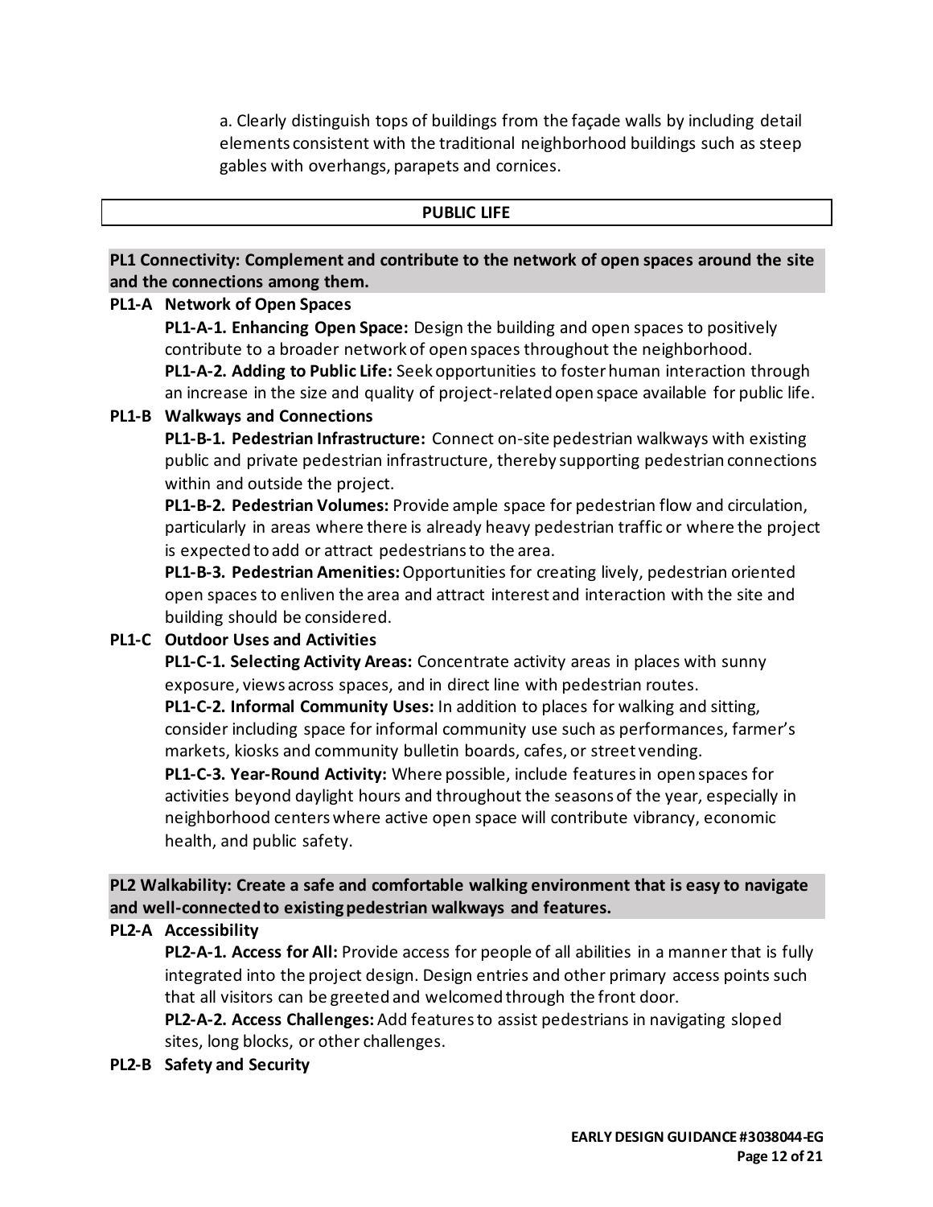a. Clearly distinguish tops of buildings from the façade walls by including detail elements consistent with the traditional neighborhood buildings such as steep gables with overhangs, parapets and cornices.

## PUBLIC LIFE

**PL1 Connectivity: Complement and contribute to the network of open spaces around the site and the connections among them.**

**PL1-A Network of Open Spaces**

**PL1-A-1. Enhancing Open Space:** Design the building and open spaces to positively contribute to a broader network of open spaces throughout the neighborhood.

**PL1-A-2. Adding to Public Life:** Seek opportunities to foster human interaction through an increase in the size and quality of project-related open space available for public life.

**PL1-B Walkways and Connections**

**PL1-B-1. Pedestrian Infrastructure:** Connect on-site pedestrian walkways with existing public and private pedestrian infrastructure, thereby supporting pedestrian connections within and outside the project.

**PL1-B-2. Pedestrian Volumes:** Provide ample space for pedestrian flow and circulation, particularly in areas where there is already heavy pedestrian traffic or where the project is expected to add or attract pedestrians to the area.

**PL1-B-3. Pedestrian Amenities:** Opportunities for creating lively, pedestrian oriented open spaces to enliven the area and attract interest and interaction with the site and building should be considered.

**PL1-C Outdoor Uses and Activities**

**PL1-C-1. Selecting Activity Areas:** Concentrate activity areas in places with sunny exposure, views across spaces, and in direct line with pedestrian routes.

**PL1-C-2. Informal Community Uses:** In addition to places for walking and sitting, consider including space for informal community use such as performances, farmer's markets, kiosks and community bulletin boards, cafes, or street vending.

**PL1-C-3. Year-Round Activity:** Where possible, include features in open spaces for activities beyond daylight hours and throughout the seasons of the year, especially in neighborhood centers where active open space will contribute vibrancy, economic health, and public safety.

**PL2 Walkability: Create a safe and comfortable walking environment that is easy to navigate and well-connected to existing pedestrian walkways and features.**

**PL2-A Accessibility**

**PL2-A-1. Access for All:** Provide access for people of all abilities in a manner that is fully integrated into the project design. Design entries and other primary access points such that all visitors can be greeted and welcomed through the front door.

**PL2-A-2. Access Challenges:** Add features to assist pedestrians in navigating sloped sites, long blocks, or other challenges.

**PL2-B Safety and Security**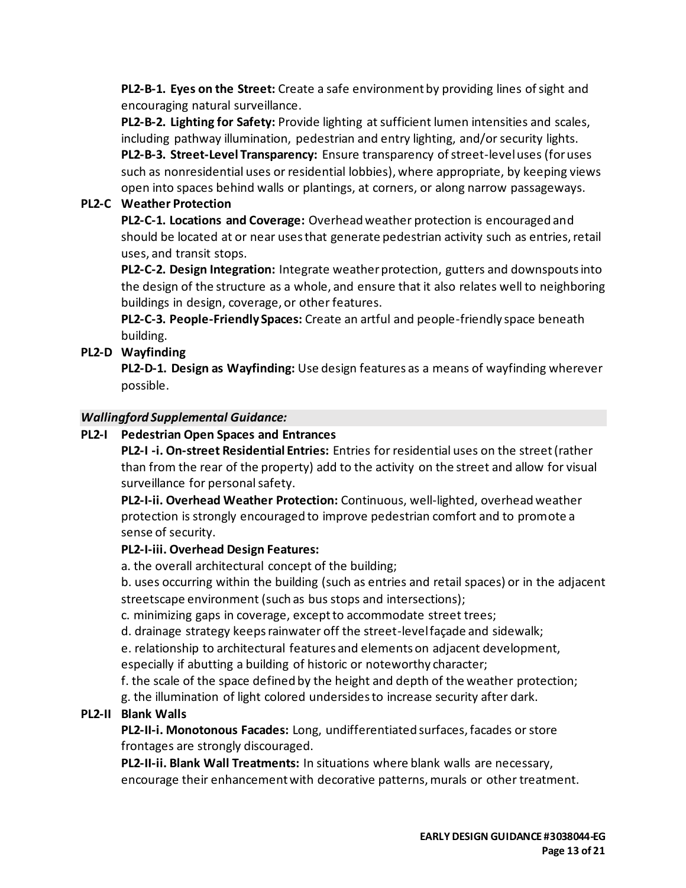**PL2-B-1. Eyes on the Street:** Create a safe environment by providing lines of sight and encouraging natural surveillance.

**PL2-B-2. Lighting for Safety:** Provide lighting at sufficient lumen intensities and scales, including pathway illumination, pedestrian and entry lighting, and/or security lights.

**PL2-B-3. Street-Level Transparency:** Ensure transparency of street-level uses (for uses such as nonresidential uses or residential lobbies), where appropriate, by keeping views open into spaces behind walls or plantings, at corners, or along narrow passageways.

**PL2-C Weather Protection**

**PL2-C-1. Locations and Coverage:** Overhead weather protection is encouraged and should be located at or near uses that generate pedestrian activity such as entries, retail uses, and transit stops.

**PL2-C-2. Design Integration:** Integrate weather protection, gutters and downspouts into the design of the structure as a whole, and ensure that it also relates well to neighboring buildings in design, coverage, or other features.

**PL2-C-3. People-Friendly Spaces:** Create an artful and people-friendly space beneath building.

**PL2-D Wayfinding**

**PL2-D-1. Design as Wayfinding:** Use design features as a means of wayfinding wherever possible.

***Wallingford Supplemental Guidance:***

**PL2-I Pedestrian Open Spaces and Entrances**

**PL2-I -i. On-street Residential Entries:** Entries for residential uses on the street (rather than from the rear of the property) add to the activity on the street and allow for visual surveillance for personal safety.

**PL2-I-ii. Overhead Weather Protection:** Continuous, well-lighted, overhead weather protection is strongly encouraged to improve pedestrian comfort and to promote a sense of security.

**PL2-I-iii. Overhead Design Features:**

a. the overall architectural concept of the building;

b. uses occurring within the building (such as entries and retail spaces) or in the adjacent streetscape environment (such as bus stops and intersections);

c. minimizing gaps in coverage, except to accommodate street trees;

d. drainage strategy keeps rainwater off the street-level façade and sidewalk;

e. relationship to architectural features and elements on adjacent development, especially if abutting a building of historic or noteworthy character;

f. the scale of the space defined by the height and depth of the weather protection;

g. the illumination of light colored undersides to increase security after dark.

**PL2-II Blank Walls**

**PL2-II-i. Monotonous Facades:** Long, undifferentiated surfaces, facades or store frontages are strongly discouraged.

**PL2-II-ii. Blank Wall Treatments:** In situations where blank walls are necessary, encourage their enhancement with decorative patterns, murals or other treatment.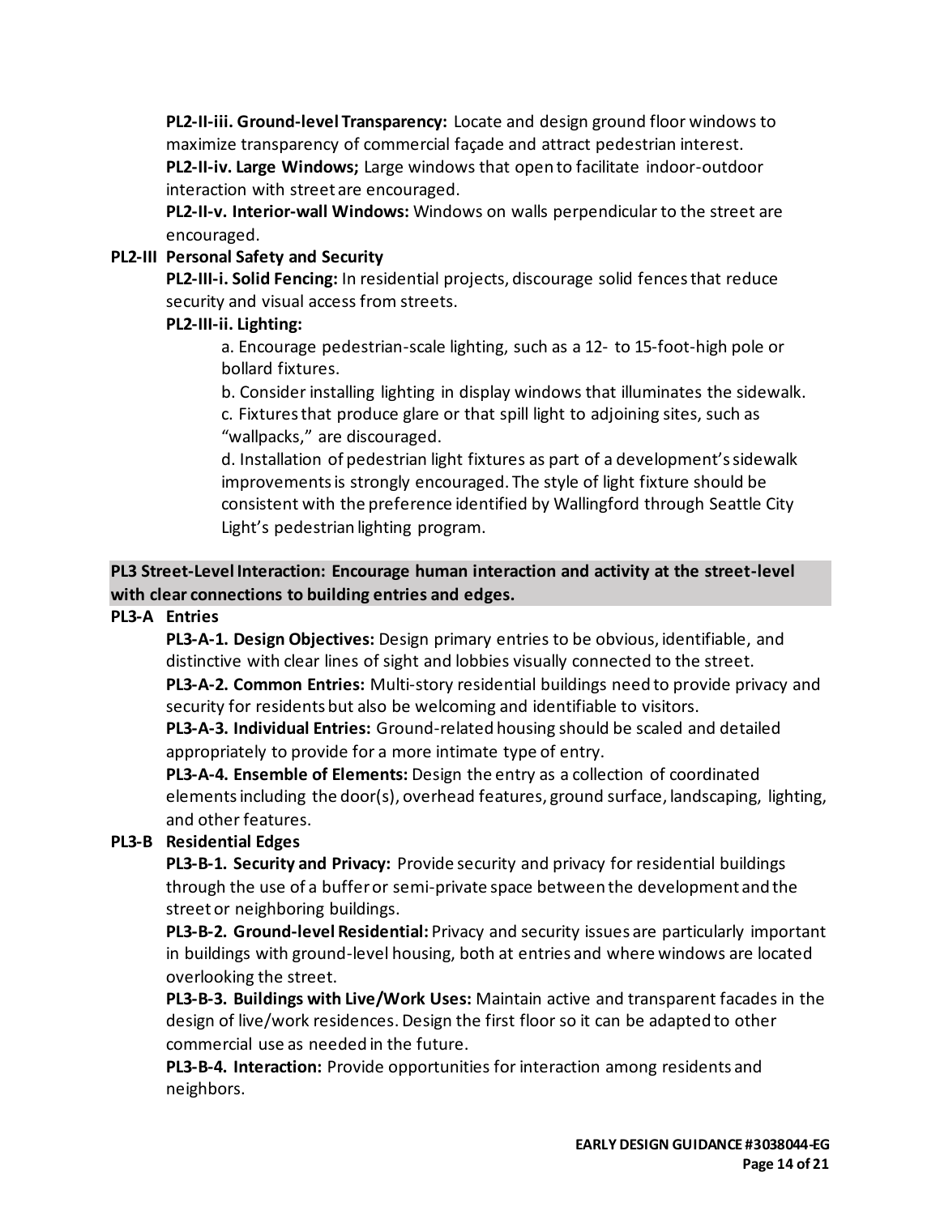**PL2-II-iii. Ground-level Transparency:** Locate and design ground floor windows to maximize transparency of commercial façade and attract pedestrian interest.

**PL2-II-iv. Large Windows;** Large windows that open to facilitate indoor-outdoor interaction with street are encouraged.

**PL2-II-v. Interior-wall Windows:** Windows on walls perpendicular to the street are encouraged.

**PL2-III Personal Safety and Security**

**PL2-III-i. Solid Fencing:** In residential projects, discourage solid fences that reduce security and visual access from streets.

**PL2-III-ii. Lighting:**

a. Encourage pedestrian-scale lighting, such as a 12- to 15-foot-high pole or bollard fixtures.

b. Consider installing lighting in display windows that illuminates the sidewalk.

c. Fixtures that produce glare or that spill light to adjoining sites, such as "wallpacks," are discouraged.

d. Installation of pedestrian light fixtures as part of a development's sidewalk improvements is strongly encouraged. The style of light fixture should be consistent with the preference identified by Wallingford through Seattle City Light's pedestrian lighting program.

## PL3 Street-Level Interaction: Encourage human interaction and activity at the street-level with clear connections to building entries and edges.

**PL3-A Entries**

**PL3-A-1. Design Objectives:** Design primary entries to be obvious, identifiable, and distinctive with clear lines of sight and lobbies visually connected to the street.

**PL3-A-2. Common Entries:** Multi-story residential buildings need to provide privacy and security for residents but also be welcoming and identifiable to visitors.

**PL3-A-3. Individual Entries:** Ground-related housing should be scaled and detailed appropriately to provide for a more intimate type of entry.

**PL3-A-4. Ensemble of Elements:** Design the entry as a collection of coordinated elements including the door(s), overhead features, ground surface, landscaping, lighting, and other features.

**PL3-B Residential Edges**

**PL3-B-1. Security and Privacy:** Provide security and privacy for residential buildings through the use of a buffer or semi-private space between the development and the street or neighboring buildings.

**PL3-B-2. Ground-level Residential:** Privacy and security issues are particularly important in buildings with ground-level housing, both at entries and where windows are located overlooking the street.

**PL3-B-3. Buildings with Live/Work Uses:** Maintain active and transparent facades in the design of live/work residences. Design the first floor so it can be adapted to other commercial use as needed in the future.

**PL3-B-4. Interaction:** Provide opportunities for interaction among residents and neighbors.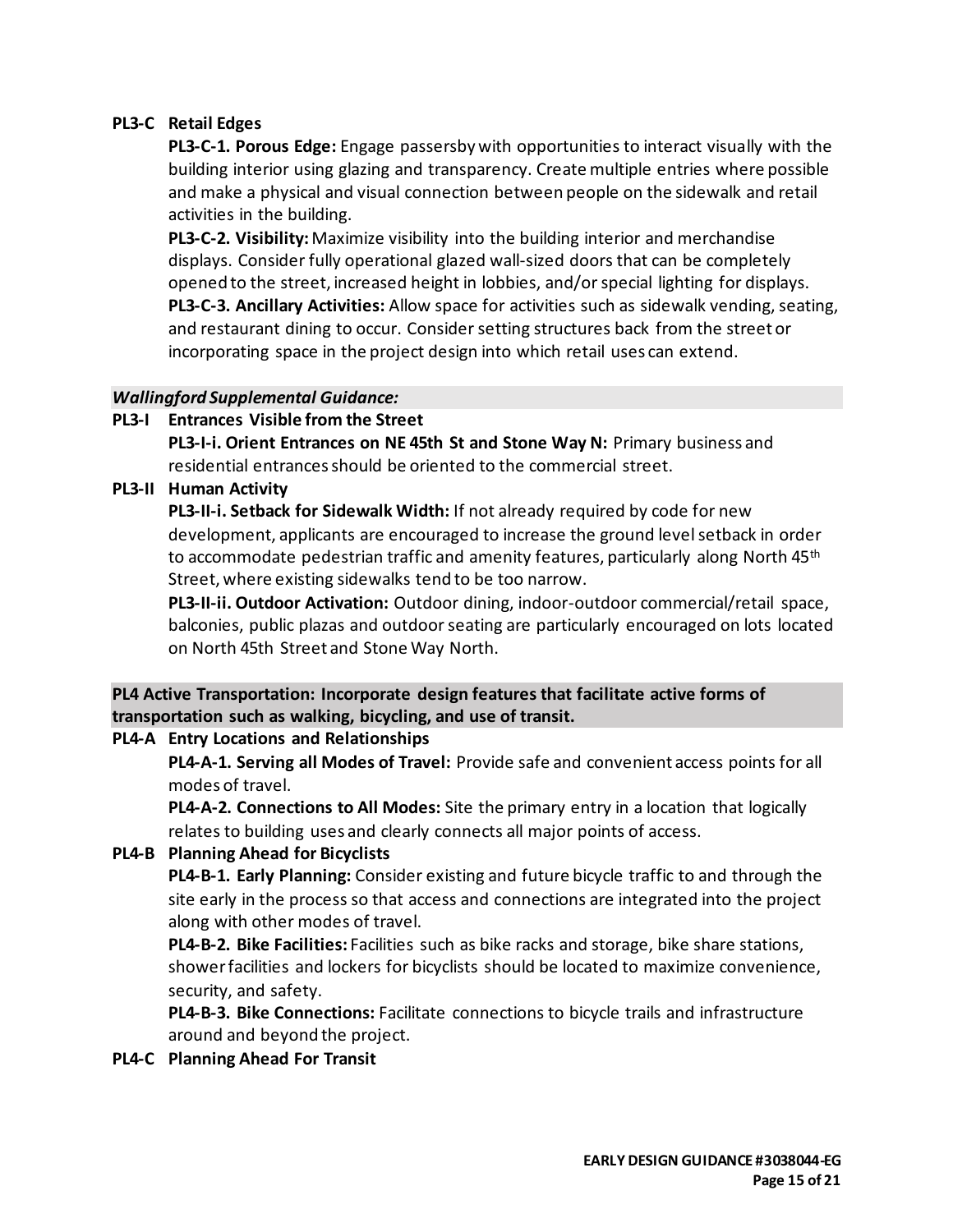**PL3-C Retail Edges**

**PL3-C-1. Porous Edge:** Engage passersby with opportunities to interact visually with the building interior using glazing and transparency. Create multiple entries where possible and make a physical and visual connection between people on the sidewalk and retail activities in the building.

**PL3-C-2. Visibility:** Maximize visibility into the building interior and merchandise displays. Consider fully operational glazed wall-sized doors that can be completely opened to the street, increased height in lobbies, and/or special lighting for displays.

**PL3-C-3. Ancillary Activities:** Allow space for activities such as sidewalk vending, seating, and restaurant dining to occur. Consider setting structures back from the street or incorporating space in the project design into which retail uses can extend.

***Wallingford Supplemental Guidance:***

**PL3-I Entrances Visible from the Street**

**PL3-I-i. Orient Entrances on NE 45th St and Stone Way N:** Primary business and residential entrances should be oriented to the commercial street.

**PL3-II Human Activity**

**PL3-II-i. Setback for Sidewalk Width:** If not already required by code for new development, applicants are encouraged to increase the ground level setback in order to accommodate pedestrian traffic and amenity features, particularly along North 45th Street, where existing sidewalks tend to be too narrow.

**PL3-II-ii. Outdoor Activation:** Outdoor dining, indoor-outdoor commercial/retail space, balconies, public plazas and outdoor seating are particularly encouraged on lots located on North 45th Street and Stone Way North.

**PL4 Active Transportation: Incorporate design features that facilitate active forms of transportation such as walking, bicycling, and use of transit.**

**PL4-A Entry Locations and Relationships**

**PL4-A-1. Serving all Modes of Travel:** Provide safe and convenient access points for all modes of travel.

**PL4-A-2. Connections to All Modes:** Site the primary entry in a location that logically relates to building uses and clearly connects all major points of access.

**PL4-B Planning Ahead for Bicyclists**

**PL4-B-1. Early Planning:** Consider existing and future bicycle traffic to and through the site early in the process so that access and connections are integrated into the project along with other modes of travel.

**PL4-B-2. Bike Facilities:** Facilities such as bike racks and storage, bike share stations, shower facilities and lockers for bicyclists should be located to maximize convenience, security, and safety.

**PL4-B-3. Bike Connections:** Facilitate connections to bicycle trails and infrastructure around and beyond the project.

**PL4-C Planning Ahead For Transit**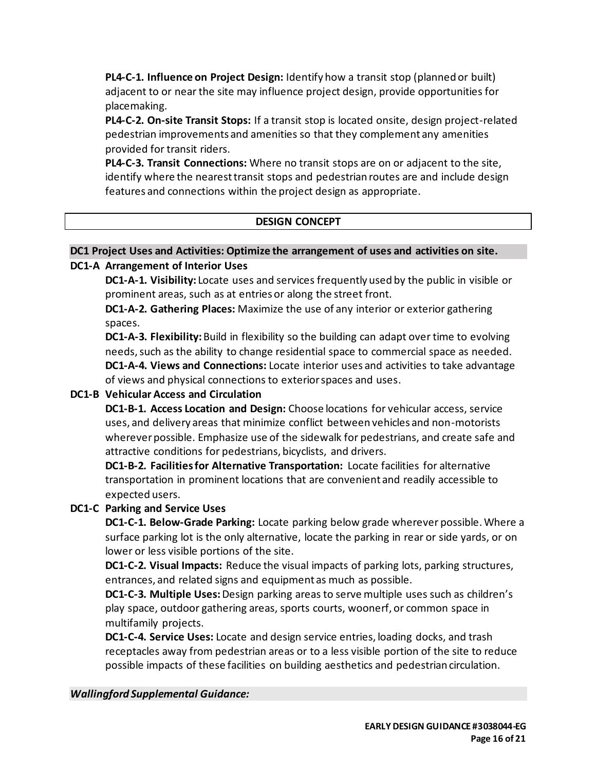**PL4-C-1. Influence on Project Design:** Identify how a transit stop (planned or built) adjacent to or near the site may influence project design, provide opportunities for placemaking.

**PL4-C-2. On-site Transit Stops:** If a transit stop is located onsite, design project-related pedestrian improvements and amenities so that they complement any amenities provided for transit riders.

**PL4-C-3. Transit Connections:** Where no transit stops are on or adjacent to the site, identify where the nearest transit stops and pedestrian routes are and include design features and connections within the project design as appropriate.

## DESIGN CONCEPT

### DC1 Project Uses and Activities: Optimize the arrangement of uses and activities on site.

**DC1-A Arrangement of Interior Uses**

**DC1-A-1. Visibility:** Locate uses and services frequently used by the public in visible or prominent areas, such as at entries or along the street front.

**DC1-A-2. Gathering Places:** Maximize the use of any interior or exterior gathering spaces.

**DC1-A-3. Flexibility:** Build in flexibility so the building can adapt over time to evolving needs, such as the ability to change residential space to commercial space as needed.

**DC1-A-4. Views and Connections:** Locate interior uses and activities to take advantage of views and physical connections to exterior spaces and uses.

**DC1-B Vehicular Access and Circulation**

**DC1-B-1. Access Location and Design:** Choose locations for vehicular access, service uses, and delivery areas that minimize conflict between vehicles and non-motorists wherever possible. Emphasize use of the sidewalk for pedestrians, and create safe and attractive conditions for pedestrians, bicyclists, and drivers.

**DC1-B-2. Facilities for Alternative Transportation:** Locate facilities for alternative transportation in prominent locations that are convenient and readily accessible to expected users.

**DC1-C Parking and Service Uses**

**DC1-C-1. Below-Grade Parking:** Locate parking below grade wherever possible. Where a surface parking lot is the only alternative, locate the parking in rear or side yards, or on lower or less visible portions of the site.

**DC1-C-2. Visual Impacts:** Reduce the visual impacts of parking lots, parking structures, entrances, and related signs and equipment as much as possible.

**DC1-C-3. Multiple Uses:** Design parking areas to serve multiple uses such as children's play space, outdoor gathering areas, sports courts, woonerf, or common space in multifamily projects.

**DC1-C-4. Service Uses:** Locate and design service entries, loading docks, and trash receptacles away from pedestrian areas or to a less visible portion of the site to reduce possible impacts of these facilities on building aesthetics and pedestrian circulation.

***Wallingford Supplemental Guidance:***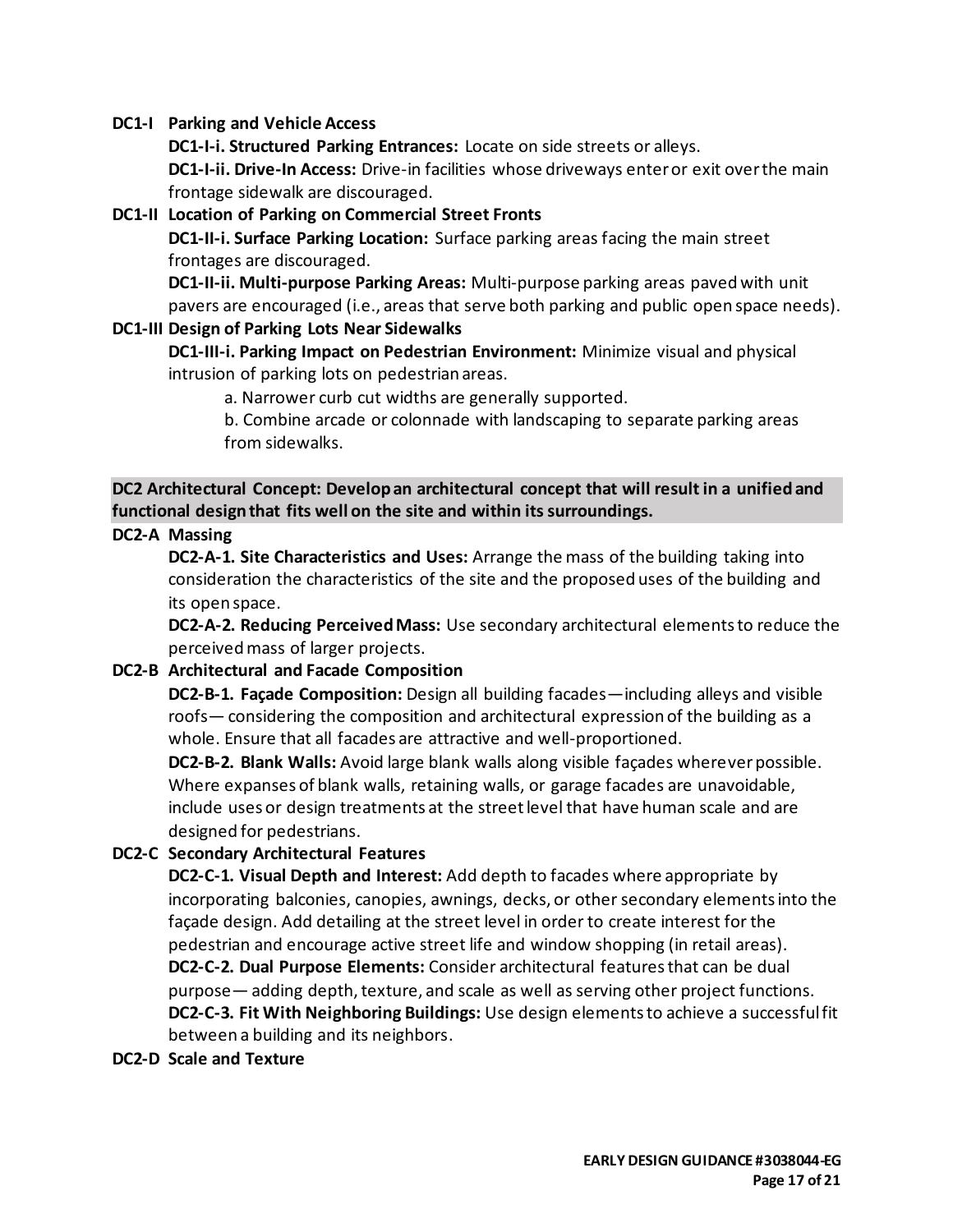**DC1-I Parking and Vehicle Access**

**DC1-I-i. Structured Parking Entrances:** Locate on side streets or alleys.

**DC1-I-ii. Drive-In Access:** Drive-in facilities whose driveways enter or exit over the main frontage sidewalk are discouraged.

**DC1-II Location of Parking on Commercial Street Fronts**

**DC1-II-i. Surface Parking Location:** Surface parking areas facing the main street frontages are discouraged.

**DC1-II-ii. Multi-purpose Parking Areas:** Multi-purpose parking areas paved with unit pavers are encouraged (i.e., areas that serve both parking and public open space needs).

**DC1-III Design of Parking Lots Near Sidewalks**

**DC1-III-i. Parking Impact on Pedestrian Environment:** Minimize visual and physical intrusion of parking lots on pedestrian areas.

a. Narrower curb cut widths are generally supported.

b. Combine arcade or colonnade with landscaping to separate parking areas from sidewalks.

**DC2 Architectural Concept: Develop an architectural concept that will result in a unified and functional design that fits well on the site and within its surroundings.**

**DC2-A Massing**

**DC2-A-1. Site Characteristics and Uses:** Arrange the mass of the building taking into consideration the characteristics of the site and the proposed uses of the building and its open space.

**DC2-A-2. Reducing Perceived Mass:** Use secondary architectural elements to reduce the perceived mass of larger projects.

**DC2-B Architectural and Facade Composition**

**DC2-B-1. Façade Composition:** Design all building facades—including alleys and visible roofs— considering the composition and architectural expression of the building as a whole. Ensure that all facades are attractive and well-proportioned.

**DC2-B-2. Blank Walls:** Avoid large blank walls along visible façades wherever possible. Where expanses of blank walls, retaining walls, or garage facades are unavoidable, include uses or design treatments at the street level that have human scale and are designed for pedestrians.

**DC2-C Secondary Architectural Features**

**DC2-C-1. Visual Depth and Interest:** Add depth to facades where appropriate by incorporating balconies, canopies, awnings, decks, or other secondary elements into the façade design. Add detailing at the street level in order to create interest for the pedestrian and encourage active street life and window shopping (in retail areas).

**DC2-C-2. Dual Purpose Elements:** Consider architectural features that can be dual purpose— adding depth, texture, and scale as well as serving other project functions.

**DC2-C-3. Fit With Neighboring Buildings:** Use design elements to achieve a successful fit between a building and its neighbors.

**DC2-D Scale and Texture**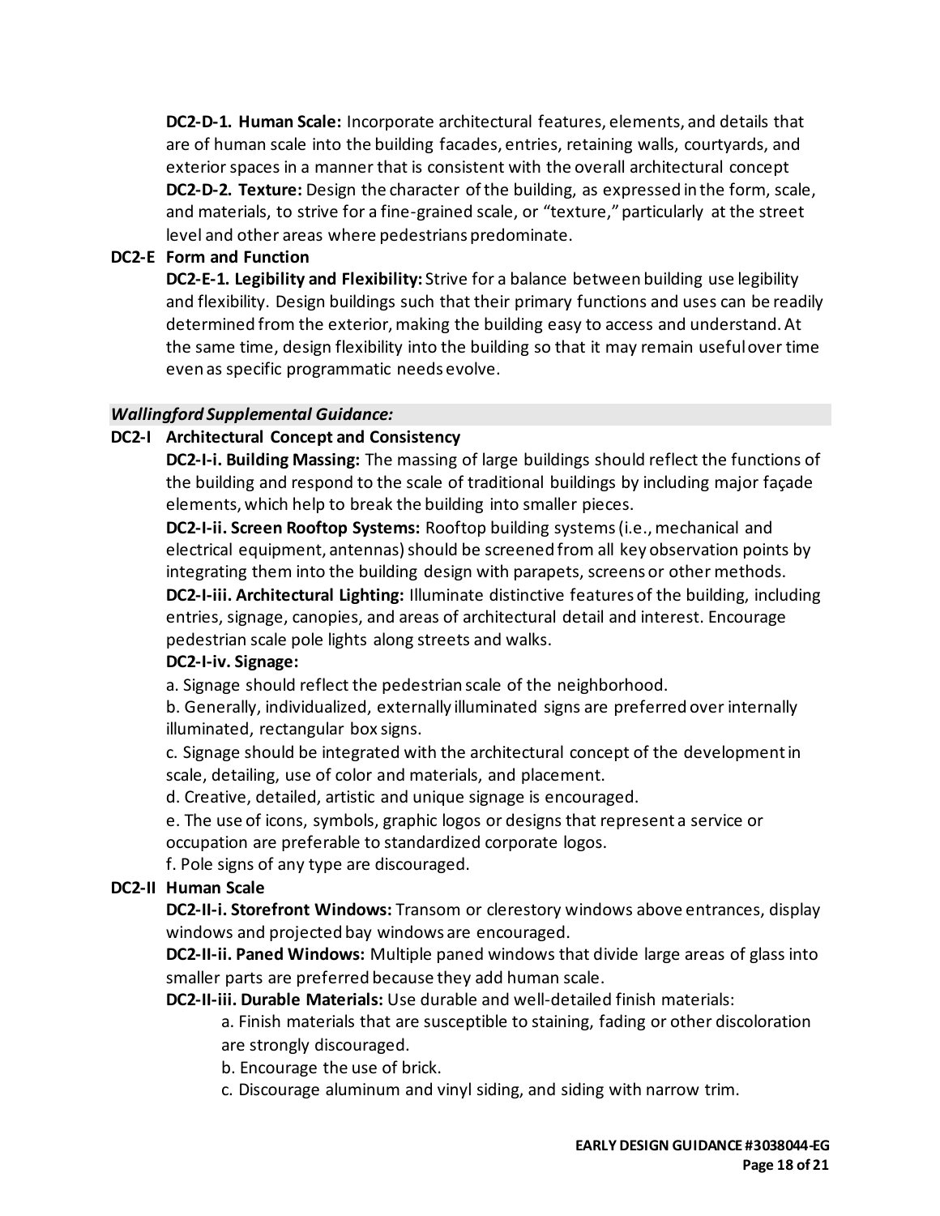**DC2-D-1. Human Scale:** Incorporate architectural features, elements, and details that are of human scale into the building facades, entries, retaining walls, courtyards, and exterior spaces in a manner that is consistent with the overall architectural concept

**DC2-D-2. Texture:** Design the character of the building, as expressed in the form, scale, and materials, to strive for a fine-grained scale, or "texture," particularly at the street level and other areas where pedestrians predominate.

**DC2-E Form and Function**

**DC2-E-1. Legibility and Flexibility:** Strive for a balance between building use legibility and flexibility. Design buildings such that their primary functions and uses can be readily determined from the exterior, making the building easy to access and understand. At the same time, design flexibility into the building so that it may remain useful over time even as specific programmatic needs evolve.

***Wallingford Supplemental Guidance:***

**DC2-I Architectural Concept and Consistency**

**DC2-I-i. Building Massing:** The massing of large buildings should reflect the functions of the building and respond to the scale of traditional buildings by including major façade elements, which help to break the building into smaller pieces.

**DC2-I-ii. Screen Rooftop Systems:** Rooftop building systems (i.e., mechanical and electrical equipment, antennas) should be screened from all key observation points by integrating them into the building design with parapets, screens or other methods.

**DC2-I-iii. Architectural Lighting:** Illuminate distinctive features of the building, including entries, signage, canopies, and areas of architectural detail and interest. Encourage pedestrian scale pole lights along streets and walks.

**DC2-I-iv. Signage:**

a. Signage should reflect the pedestrian scale of the neighborhood.

b. Generally, individualized, externally illuminated signs are preferred over internally illuminated, rectangular box signs.

c. Signage should be integrated with the architectural concept of the development in scale, detailing, use of color and materials, and placement.

d. Creative, detailed, artistic and unique signage is encouraged.

e. The use of icons, symbols, graphic logos or designs that represent a service or occupation are preferable to standardized corporate logos.

f. Pole signs of any type are discouraged.

**DC2-II Human Scale**

**DC2-II-i. Storefront Windows:** Transom or clerestory windows above entrances, display windows and projected bay windows are encouraged.

**DC2-II-ii. Paned Windows:** Multiple paned windows that divide large areas of glass into smaller parts are preferred because they add human scale.

**DC2-II-iii. Durable Materials:** Use durable and well-detailed finish materials:

a. Finish materials that are susceptible to staining, fading or other discoloration are strongly discouraged.

b. Encourage the use of brick.

c. Discourage aluminum and vinyl siding, and siding with narrow trim.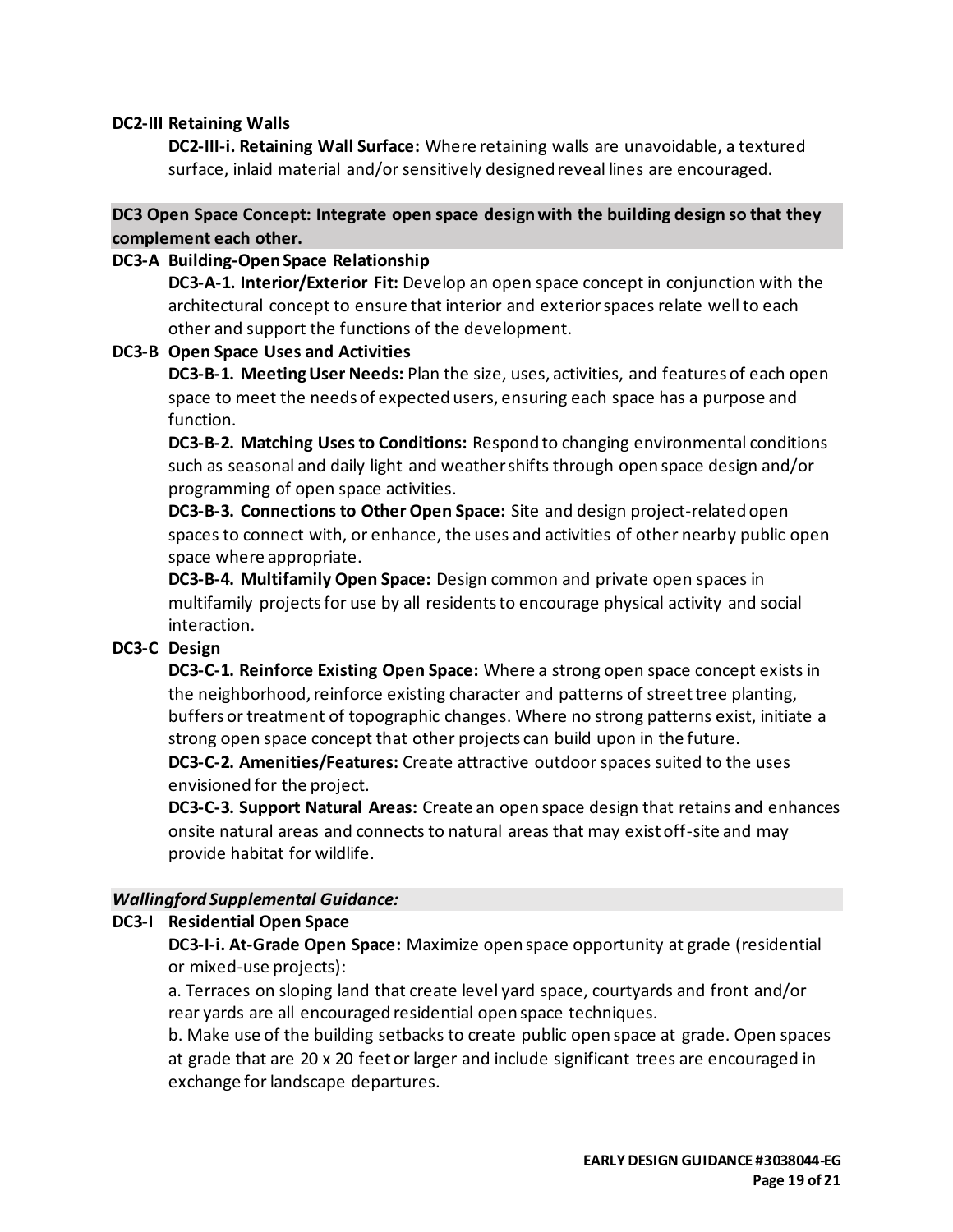**DC2-III Retaining Walls**

**DC2-III-i. Retaining Wall Surface:** Where retaining walls are unavoidable, a textured surface, inlaid material and/or sensitively designed reveal lines are encouraged.

## DC3 Open Space Concept: Integrate open space design with the building design so that they complement each other.

**DC3-A Building-Open Space Relationship**

**DC3-A-1. Interior/Exterior Fit:** Develop an open space concept in conjunction with the architectural concept to ensure that interior and exterior spaces relate well to each other and support the functions of the development.

**DC3-B Open Space Uses and Activities**

**DC3-B-1. Meeting User Needs:** Plan the size, uses, activities, and features of each open space to meet the needs of expected users, ensuring each space has a purpose and function.

**DC3-B-2. Matching Uses to Conditions:** Respond to changing environmental conditions such as seasonal and daily light and weather shifts through open space design and/or programming of open space activities.

**DC3-B-3. Connections to Other Open Space:** Site and design project-related open spaces to connect with, or enhance, the uses and activities of other nearby public open space where appropriate.

**DC3-B-4. Multifamily Open Space:** Design common and private open spaces in multifamily projects for use by all residents to encourage physical activity and social interaction.

**DC3-C Design**

**DC3-C-1. Reinforce Existing Open Space:** Where a strong open space concept exists in the neighborhood, reinforce existing character and patterns of street tree planting, buffers or treatment of topographic changes. Where no strong patterns exist, initiate a strong open space concept that other projects can build upon in the future.

**DC3-C-2. Amenities/Features:** Create attractive outdoor spaces suited to the uses envisioned for the project.

**DC3-C-3. Support Natural Areas:** Create an open space design that retains and enhances onsite natural areas and connects to natural areas that may exist off-site and may provide habitat for wildlife.

***Wallingford Supplemental Guidance:***

**DC3-I Residential Open Space**

**DC3-I-i. At-Grade Open Space:** Maximize open space opportunity at grade (residential or mixed-use projects):

a. Terraces on sloping land that create level yard space, courtyards and front and/or rear yards are all encouraged residential open space techniques.

b. Make use of the building setbacks to create public open space at grade. Open spaces at grade that are 20 x 20 feet or larger and include significant trees are encouraged in exchange for landscape departures.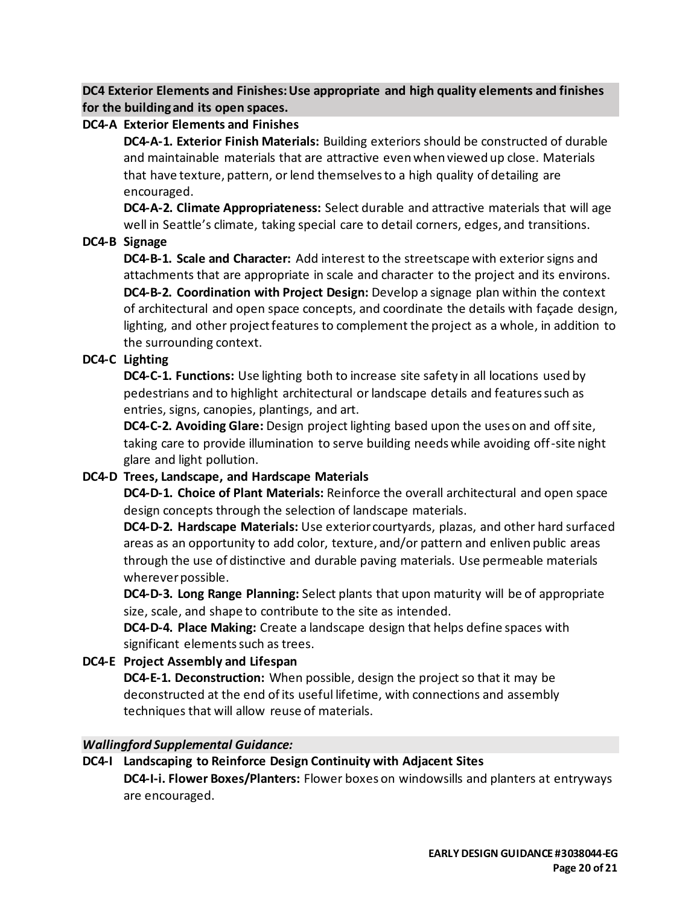**DC4 Exterior Elements and Finishes: Use appropriate and high quality elements and finishes for the building and its open spaces.**

**DC4-A Exterior Elements and Finishes**

**DC4-A-1. Exterior Finish Materials:** Building exteriors should be constructed of durable and maintainable materials that are attractive even when viewed up close. Materials that have texture, pattern, or lend themselves to a high quality of detailing are encouraged.

**DC4-A-2. Climate Appropriateness:** Select durable and attractive materials that will age well in Seattle's climate, taking special care to detail corners, edges, and transitions.

**DC4-B Signage**

**DC4-B-1. Scale and Character:** Add interest to the streetscape with exterior signs and attachments that are appropriate in scale and character to the project and its environs.

**DC4-B-2. Coordination with Project Design:** Develop a signage plan within the context of architectural and open space concepts, and coordinate the details with façade design, lighting, and other project features to complement the project as a whole, in addition to the surrounding context.

**DC4-C Lighting**

**DC4-C-1. Functions:** Use lighting both to increase site safety in all locations used by pedestrians and to highlight architectural or landscape details and features such as entries, signs, canopies, plantings, and art.

**DC4-C-2. Avoiding Glare:** Design project lighting based upon the uses on and off site, taking care to provide illumination to serve building needs while avoiding off-site night glare and light pollution.

**DC4-D Trees, Landscape, and Hardscape Materials**

**DC4-D-1. Choice of Plant Materials:** Reinforce the overall architectural and open space design concepts through the selection of landscape materials.

**DC4-D-2. Hardscape Materials:** Use exterior courtyards, plazas, and other hard surfaced areas as an opportunity to add color, texture, and/or pattern and enliven public areas through the use of distinctive and durable paving materials. Use permeable materials wherever possible.

**DC4-D-3. Long Range Planning:** Select plants that upon maturity will be of appropriate size, scale, and shape to contribute to the site as intended.

**DC4-D-4. Place Making:** Create a landscape design that helps define spaces with significant elements such as trees.

**DC4-E Project Assembly and Lifespan**

**DC4-E-1. Deconstruction:** When possible, design the project so that it may be deconstructed at the end of its useful lifetime, with connections and assembly techniques that will allow reuse of materials.

***Wallingford Supplemental Guidance:***

**DC4-I Landscaping to Reinforce Design Continuity with Adjacent Sites**

**DC4-I-i. Flower Boxes/Planters:** Flower boxes on windowsills and planters at entryways are encouraged.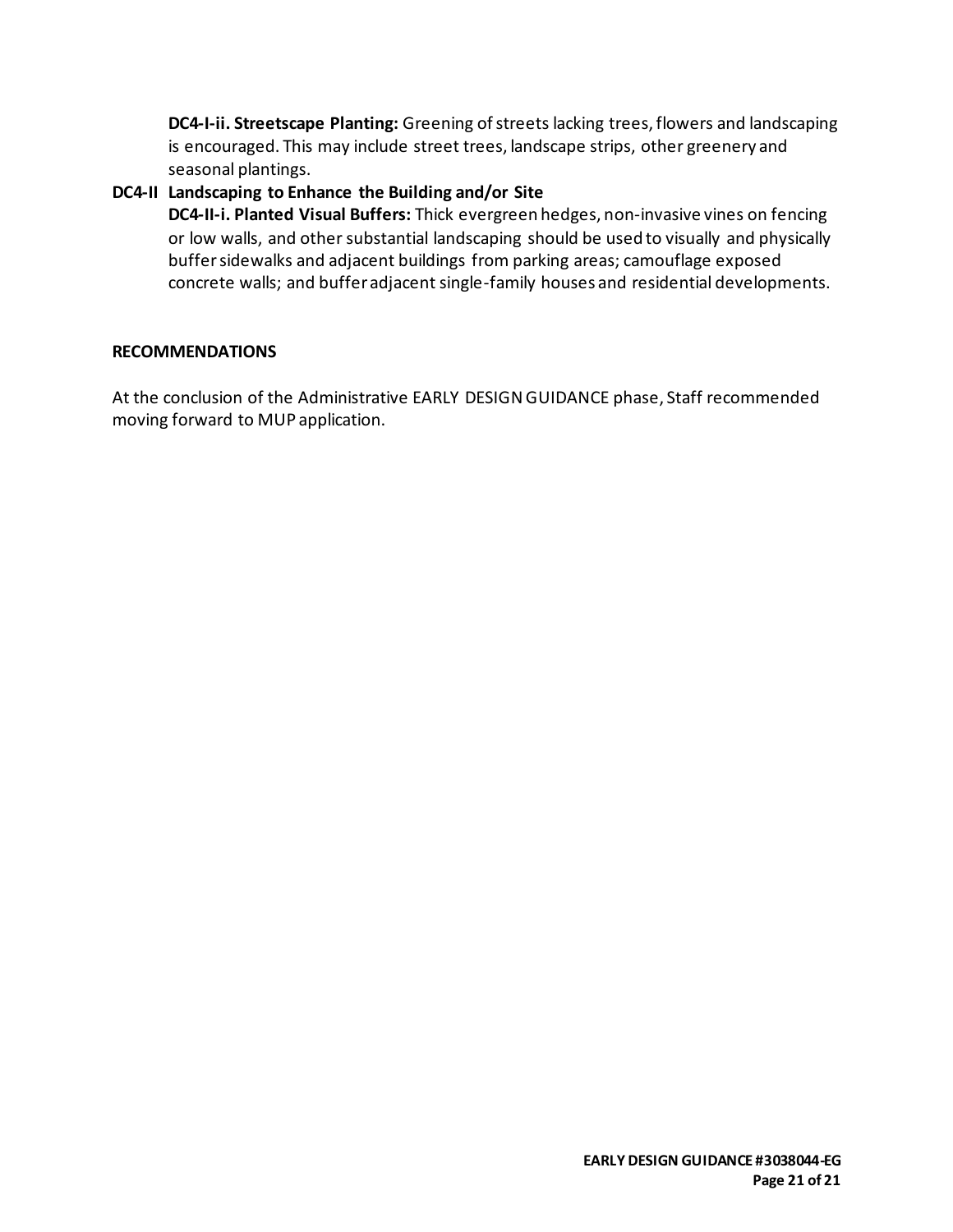**DC4-I-ii. Streetscape Planting:** Greening of streets lacking trees, flowers and landscaping is encouraged. This may include street trees, landscape strips, other greenery and seasonal plantings.

**DC4-II Landscaping to Enhance the Building and/or Site**

**DC4-II-i. Planted Visual Buffers:** Thick evergreen hedges, non-invasive vines on fencing or low walls, and other substantial landscaping should be used to visually and physically buffer sidewalks and adjacent buildings from parking areas; camouflage exposed concrete walls; and buffer adjacent single-family houses and residential developments.

**RECOMMENDATIONS**

At the conclusion of the Administrative EARLY DESIGN GUIDANCE phase, Staff recommended moving forward to MUP application.